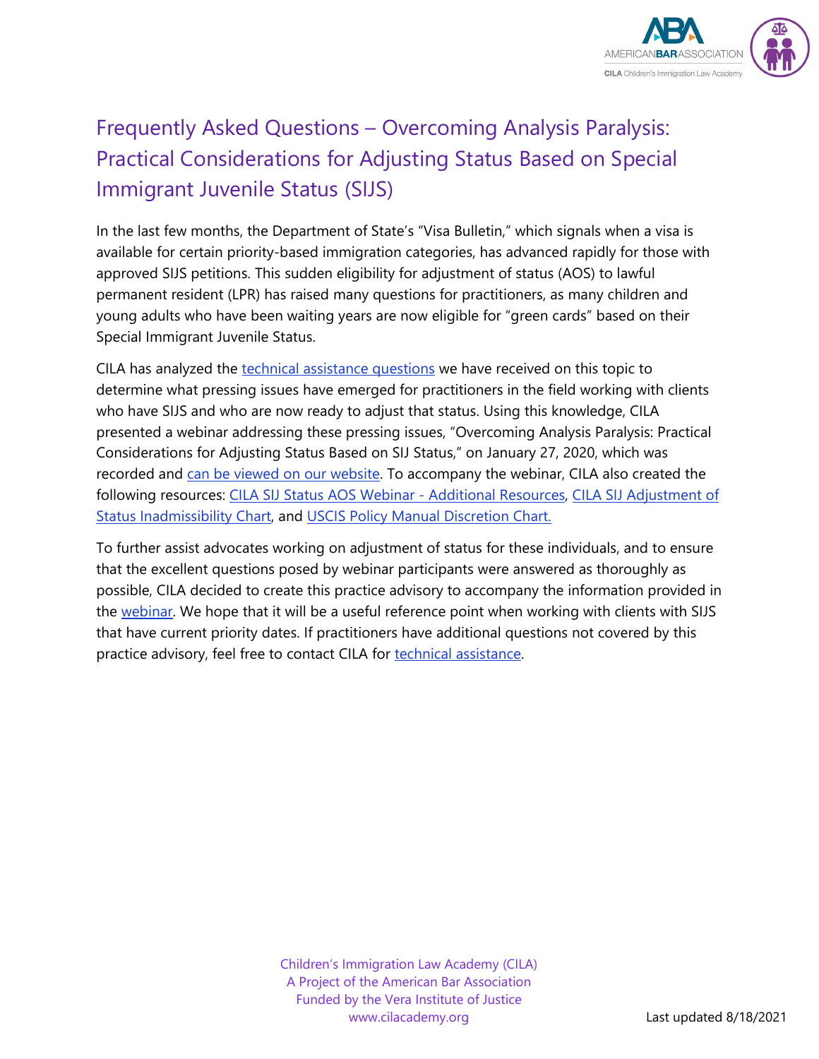# Frequently Asked Questions – Overcoming Analysis Paralysis: Practical Considerations for Adjusting Status Based on Special Immigrant Juvenile Status (SIJS)

In the last few months, the Department of State's "Visa Bulletin," which signals when a visa is available for certain priority-based immigration categories, has advanced rapidly for those with approved SIJS petitions. This sudden eligibility for adjustment of status (AOS) to lawful permanent resident (LPR) has raised many questions for practitioners, as many children and young adults who have been waiting years are now eligible for "green cards" based on their Special Immigrant Juvenile Status.

CILA has analyzed the technical assistance questions we have received on this topic to determine what pressing issues have emerged for practitioners in the field working with clients who have SIJS and who are now ready to adjust that status. Using this knowledge, CILA presented a webinar addressing these pressing issues, "Overcoming Analysis Paralysis: Practical Considerations for Adjusting Status Based on SIJ Status," on January 27, 2020, which was recorded and can be viewed on our website. To accompany the webinar, CILA also created the following resources: CILA SIJ Status AOS Webinar - Additional Resources, CILA SIJ Adjustment of Status Inadmissibility Chart, and USCIS Policy Manual Discretion Chart.

To further assist advocates working on adjustment of status for these individuals, and to ensure that the excellent questions posed by webinar participants were answered as thoroughly as possible, CILA decided to create this practice advisory to accompany the information provided in the webinar. We hope that it will be a useful reference point when working with clients with SIJS that have current priority dates. If practitioners have additional questions not covered by this practice advisory, feel free to contact CILA for technical assistance.

Last updated 8/18/2021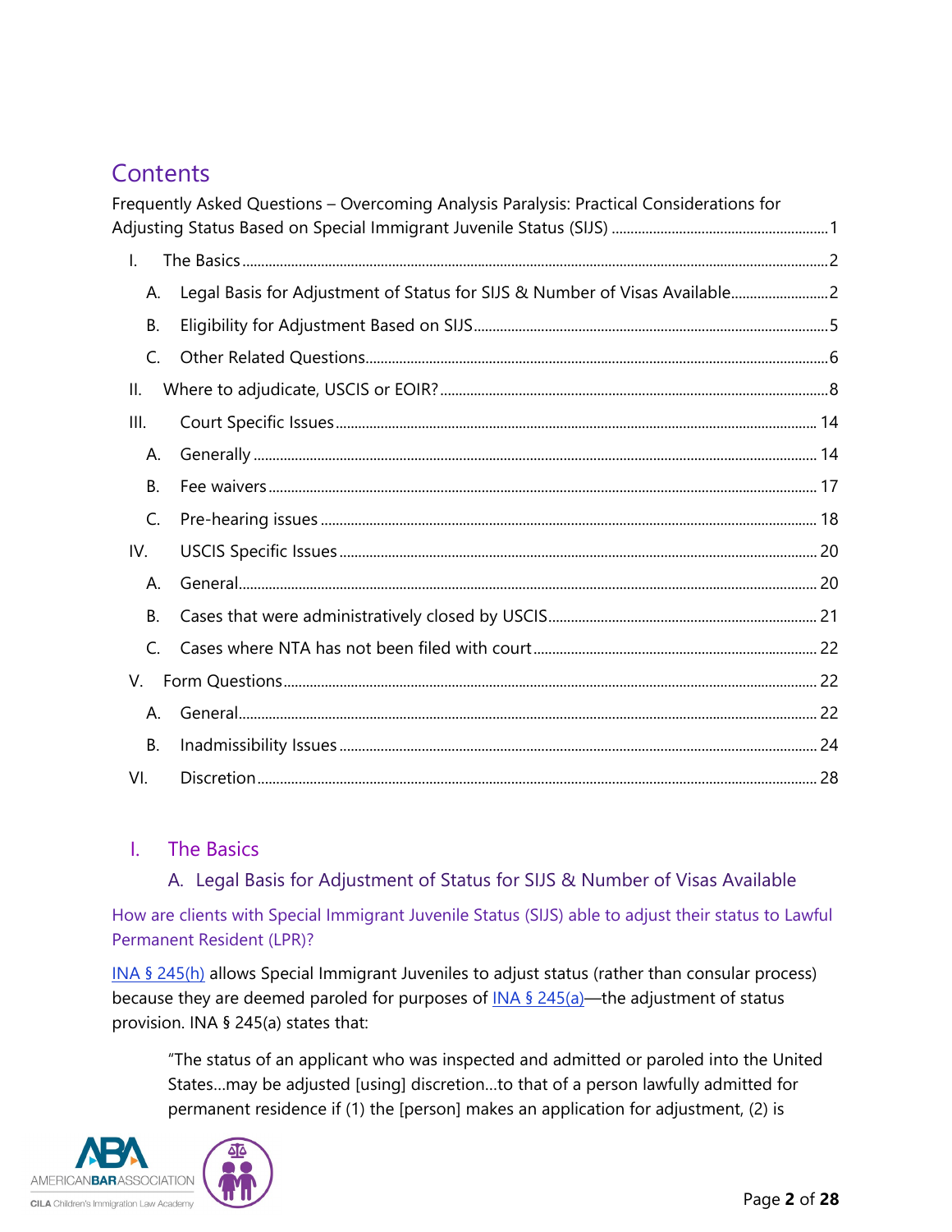## Contents

Frequently Asked Questions – Overcoming Analysis Paralysis: Practical Considerations for Adjusting Status Based on Special Immigrant Juvenile Status (SIJS) ........................................ 1

- I. The Basics ........................................ 2
  - A. Legal Basis for Adjustment of Status for SIJS & Number of Visas Available ........................................ 2
  - B. Eligibility for Adjustment Based on SIJS ........................................ 5
  - C. Other Related Questions ........................................ 6
- II. Where to adjudicate, USCIS or EOIR? ........................................ 8
- III. Court Specific Issues ........................................ 14
  - A. Generally ........................................ 14
  - B. Fee waivers ........................................ 17
  - C. Pre-hearing issues ........................................ 18
- IV. USCIS Specific Issues ........................................ 20
  - A. General ........................................ 20
  - B. Cases that were administratively closed by USCIS ........................................ 21
  - C. Cases where NTA has not been filed with court ........................................ 22
- V. Form Questions ........................................ 22
  - A. General ........................................ 22
  - B. Inadmissibility Issues ........................................ 24
- VI. Discretion ........................................ 28

# I. The Basics

## A. Legal Basis for Adjustment of Status for SIJS & Number of Visas Available

### How are clients with Special Immigrant Juvenile Status (SIJS) able to adjust their status to Lawful Permanent Resident (LPR)?

INA § 245(h) allows Special Immigrant Juveniles to adjust status (rather than consular process) because they are deemed paroled for purposes of INA § 245(a)—the adjustment of status provision. INA § 245(a) states that:

> "The status of an applicant who was inspected and admitted or paroled into the United States…may be adjusted [using] discretion…to that of a person lawfully admitted for permanent residence if (1) the [person] makes an application for adjustment, (2) is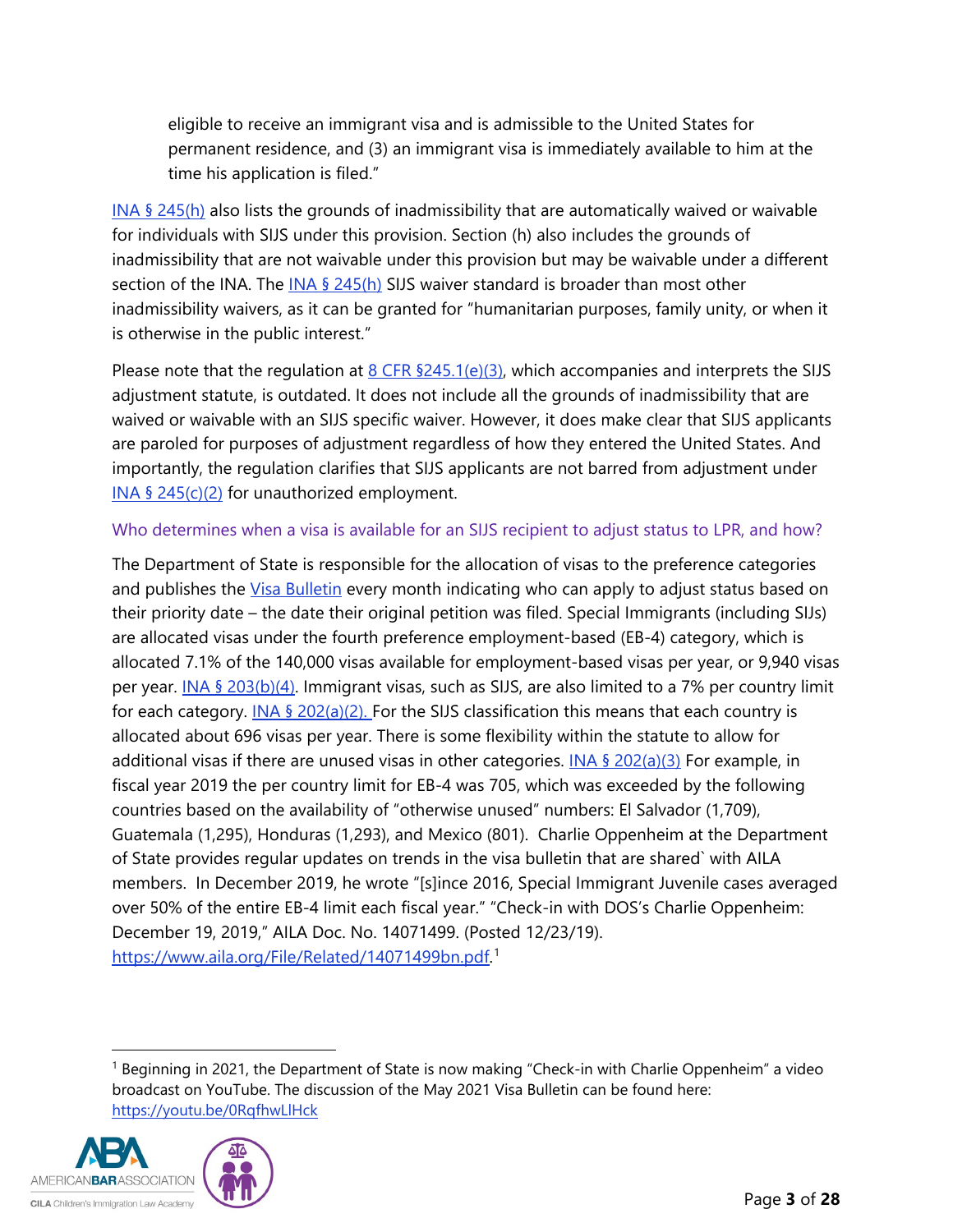eligible to receive an immigrant visa and is admissible to the United States for permanent residence, and (3) an immigrant visa is immediately available to him at the time his application is filed."

INA § 245(h) also lists the grounds of inadmissibility that are automatically waived or waivable for individuals with SIJS under this provision. Section (h) also includes the grounds of inadmissibility that are not waivable under this provision but may be waivable under a different section of the INA. The INA § 245(h) SIJS waiver standard is broader than most other inadmissibility waivers, as it can be granted for "humanitarian purposes, family unity, or when it is otherwise in the public interest."

Please note that the regulation at 8 CFR §245.1(e)(3), which accompanies and interprets the SIJS adjustment statute, is outdated. It does not include all the grounds of inadmissibility that are waived or waivable with an SIJS specific waiver. However, it does make clear that SIJS applicants are paroled for purposes of adjustment regardless of how they entered the United States. And importantly, the regulation clarifies that SIJS applicants are not barred from adjustment under INA § 245(c)(2) for unauthorized employment.

### Who determines when a visa is available for an SIJS recipient to adjust status to LPR, and how?

The Department of State is responsible for the allocation of visas to the preference categories and publishes the Visa Bulletin every month indicating who can apply to adjust status based on their priority date – the date their original petition was filed. Special Immigrants (including SIJs) are allocated visas under the fourth preference employment-based (EB-4) category, which is allocated 7.1% of the 140,000 visas available for employment-based visas per year, or 9,940 visas per year. INA § 203(b)(4). Immigrant visas, such as SIJS, are also limited to a 7% per country limit for each category. INA § 202(a)(2). For the SIJS classification this means that each country is allocated about 696 visas per year. There is some flexibility within the statute to allow for additional visas if there are unused visas in other categories. INA § 202(a)(3) For example, in fiscal year 2019 the per country limit for EB-4 was 705, which was exceeded by the following countries based on the availability of "otherwise unused" numbers: El Salvador (1,709), Guatemala (1,295), Honduras (1,293), and Mexico (801). Charlie Oppenheim at the Department of State provides regular updates on trends in the visa bulletin that are shared` with AILA members. In December 2019, he wrote "[s]ince 2016, Special Immigrant Juvenile cases averaged over 50% of the entire EB-4 limit each fiscal year." "Check-in with DOS's Charlie Oppenheim: December 19, 2019," AILA Doc. No. 14071499. (Posted 12/23/19). https://www.aila.org/File/Related/14071499bn.pdf.[1]

[1] Beginning in 2021, the Department of State is now making "Check-in with Charlie Oppenheim" a video broadcast on YouTube. The discussion of the May 2021 Visa Bulletin can be found here: https://youtu.be/0RqfhwLlHck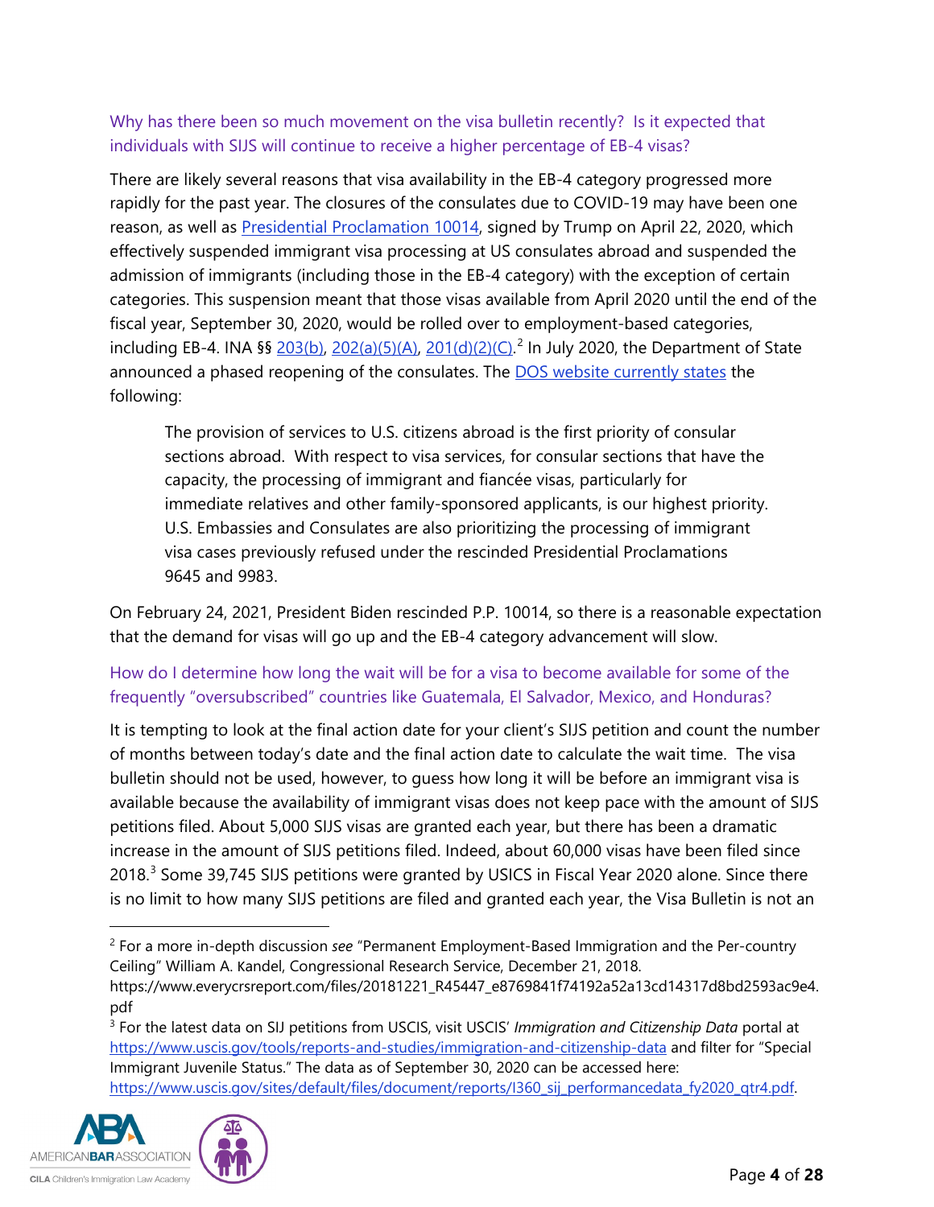### Why has there been so much movement on the visa bulletin recently? Is it expected that individuals with SIJS will continue to receive a higher percentage of EB-4 visas?

There are likely several reasons that visa availability in the EB-4 category progressed more rapidly for the past year. The closures of the consulates due to COVID-19 may have been one reason, as well as [Presidential Proclamation 10014](), signed by Trump on April 22, 2020, which effectively suspended immigrant visa processing at US consulates abroad and suspended the admission of immigrants (including those in the EB-4 category) with the exception of certain categories. This suspension meant that those visas available from April 2020 until the end of the fiscal year, September 30, 2020, would be rolled over to employment-based categories, including EB-4. INA §§ [203(b)](), [202(a)(5)(A)](), [201(d)(2)(C)]().[2] In July 2020, the Department of State announced a phased reopening of the consulates. The [DOS website currently states]() the following:

> The provision of services to U.S. citizens abroad is the first priority of consular sections abroad. With respect to visa services, for consular sections that have the capacity, the processing of immigrant and fiancée visas, particularly for immediate relatives and other family-sponsored applicants, is our highest priority. U.S. Embassies and Consulates are also prioritizing the processing of immigrant visa cases previously refused under the rescinded Presidential Proclamations 9645 and 9983.

On February 24, 2021, President Biden rescinded P.P. 10014, so there is a reasonable expectation that the demand for visas will go up and the EB-4 category advancement will slow.

### How do I determine how long the wait will be for a visa to become available for some of the frequently "oversubscribed" countries like Guatemala, El Salvador, Mexico, and Honduras?

It is tempting to look at the final action date for your client's SIJS petition and count the number of months between today's date and the final action date to calculate the wait time. The visa bulletin should not be used, however, to guess how long it will be before an immigrant visa is available because the availability of immigrant visas does not keep pace with the amount of SIJS petitions filed. About 5,000 SIJS visas are granted each year, but there has been a dramatic increase in the amount of SIJS petitions filed. Indeed, about 60,000 visas have been filed since 2018.[3] Some 39,745 SIJS petitions were granted by USICS in Fiscal Year 2020 alone. Since there is no limit to how many SIJS petitions are filed and granted each year, the Visa Bulletin is not an

---

[2] For a more in-depth discussion *see* "Permanent Employment-Based Immigration and the Per-country Ceiling" William A. Kandel, Congressional Research Service, December 21, 2018. https://www.everycrsreport.com/files/20181221_R45447_e8769841f74192a52a13cd14317d8bd2593ac9e4.pdf

[3] For the latest data on SIJ petitions from USCIS, visit USCIS' *Immigration and Citizenship Data* portal at https://www.uscis.gov/tools/reports-and-studies/immigration-and-citizenship-data and filter for "Special Immigrant Juvenile Status." The data as of September 30, 2020 can be accessed here: https://www.uscis.gov/sites/default/files/document/reports/I360_sij_performancedata_fy2020_qtr4.pdf.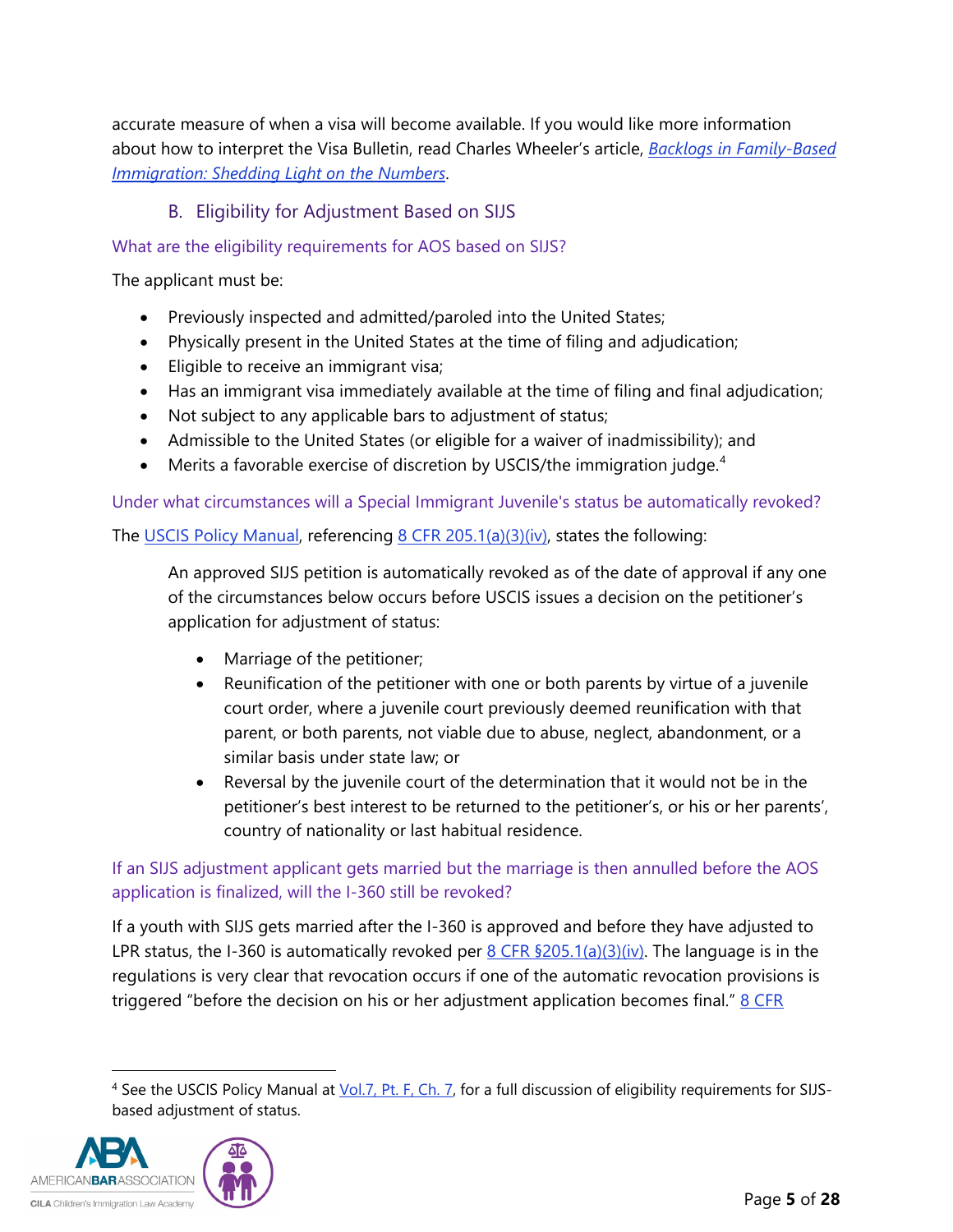accurate measure of when a visa will become available. If you would like more information about how to interpret the Visa Bulletin, read Charles Wheeler's article, *Backlogs in Family-Based Immigration: Shedding Light on the Numbers*.

### B. Eligibility for Adjustment Based on SIJS

#### What are the eligibility requirements for AOS based on SIJS?

The applicant must be:

- Previously inspected and admitted/paroled into the United States;
- Physically present in the United States at the time of filing and adjudication;
- Eligible to receive an immigrant visa;
- Has an immigrant visa immediately available at the time of filing and final adjudication;
- Not subject to any applicable bars to adjustment of status;
- Admissible to the United States (or eligible for a waiver of inadmissibility); and
- Merits a favorable exercise of discretion by USCIS/the immigration judge.[4]

#### Under what circumstances will a Special Immigrant Juvenile's status be automatically revoked?

The USCIS Policy Manual, referencing 8 CFR 205.1(a)(3)(iv), states the following:

> An approved SIJS petition is automatically revoked as of the date of approval if any one of the circumstances below occurs before USCIS issues a decision on the petitioner's application for adjustment of status:
>
> - Marriage of the petitioner;
> - Reunification of the petitioner with one or both parents by virtue of a juvenile court order, where a juvenile court previously deemed reunification with that parent, or both parents, not viable due to abuse, neglect, abandonment, or a similar basis under state law; or
> - Reversal by the juvenile court of the determination that it would not be in the petitioner's best interest to be returned to the petitioner's, or his or her parents', country of nationality or last habitual residence.

#### If an SIJS adjustment applicant gets married but the marriage is then annulled before the AOS application is finalized, will the I-360 still be revoked?

If a youth with SIJS gets married after the I-360 is approved and before they have adjusted to LPR status, the I-360 is automatically revoked per 8 CFR §205.1(a)(3)(iv). The language is in the regulations is very clear that revocation occurs if one of the automatic revocation provisions is triggered "before the decision on his or her adjustment application becomes final." 8 CFR

[4] See the USCIS Policy Manual at Vol.7, Pt. F, Ch. 7, for a full discussion of eligibility requirements for SIJS-based adjustment of status.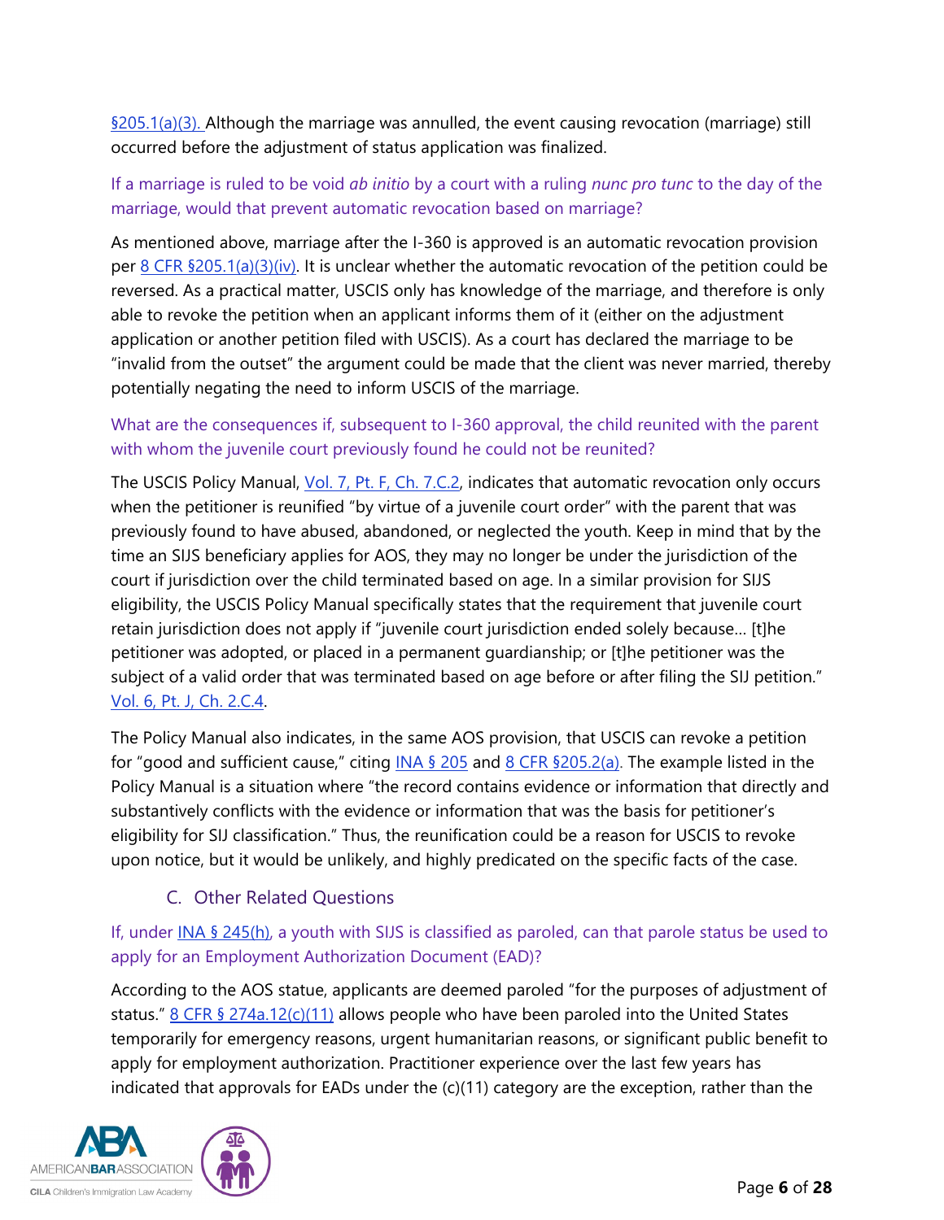§205.1(a)(3). Although the marriage was annulled, the event causing revocation (marriage) still occurred before the adjustment of status application was finalized.

### If a marriage is ruled to be void *ab initio* by a court with a ruling *nunc pro tunc* to the day of the marriage, would that prevent automatic revocation based on marriage?

As mentioned above, marriage after the I-360 is approved is an automatic revocation provision per 8 CFR §205.1(a)(3)(iv). It is unclear whether the automatic revocation of the petition could be reversed. As a practical matter, USCIS only has knowledge of the marriage, and therefore is only able to revoke the petition when an applicant informs them of it (either on the adjustment application or another petition filed with USCIS). As a court has declared the marriage to be "invalid from the outset" the argument could be made that the client was never married, thereby potentially negating the need to inform USCIS of the marriage.

### What are the consequences if, subsequent to I-360 approval, the child reunited with the parent with whom the juvenile court previously found he could not be reunited?

The USCIS Policy Manual, Vol. 7, Pt. F, Ch. 7.C.2, indicates that automatic revocation only occurs when the petitioner is reunified "by virtue of a juvenile court order" with the parent that was previously found to have abused, abandoned, or neglected the youth. Keep in mind that by the time an SIJS beneficiary applies for AOS, they may no longer be under the jurisdiction of the court if jurisdiction over the child terminated based on age. In a similar provision for SIJS eligibility, the USCIS Policy Manual specifically states that the requirement that juvenile court retain jurisdiction does not apply if "juvenile court jurisdiction ended solely because… [t]he petitioner was adopted, or placed in a permanent guardianship; or [t]he petitioner was the subject of a valid order that was terminated based on age before or after filing the SIJ petition." Vol. 6, Pt. J, Ch. 2.C.4.

The Policy Manual also indicates, in the same AOS provision, that USCIS can revoke a petition for "good and sufficient cause," citing INA § 205 and 8 CFR §205.2(a). The example listed in the Policy Manual is a situation where "the record contains evidence or information that directly and substantively conflicts with the evidence or information that was the basis for petitioner's eligibility for SIJ classification." Thus, the reunification could be a reason for USCIS to revoke upon notice, but it would be unlikely, and highly predicated on the specific facts of the case.

## C. Other Related Questions

### If, under INA § 245(h), a youth with SIJS is classified as paroled, can that parole status be used to apply for an Employment Authorization Document (EAD)?

According to the AOS statue, applicants are deemed paroled "for the purposes of adjustment of status." 8 CFR § 274a.12(c)(11) allows people who have been paroled into the United States temporarily for emergency reasons, urgent humanitarian reasons, or significant public benefit to apply for employment authorization. Practitioner experience over the last few years has indicated that approvals for EADs under the (c)(11) category are the exception, rather than the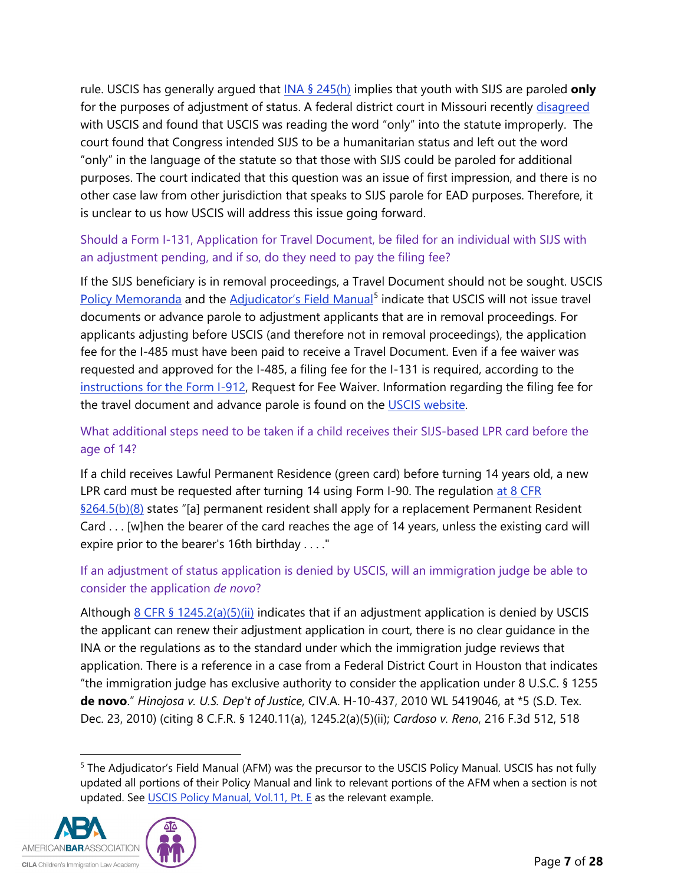rule. USCIS has generally argued that INA § 245(h) implies that youth with SIJS are paroled **only** for the purposes of adjustment of status. A federal district court in Missouri recently disagreed with USCIS and found that USCIS was reading the word "only" into the statute improperly. The court found that Congress intended SIJS to be a humanitarian status and left out the word "only" in the language of the statute so that those with SIJS could be paroled for additional purposes. The court indicated that this question was an issue of first impression, and there is no other case law from other jurisdiction that speaks to SIJS parole for EAD purposes. Therefore, it is unclear to us how USCIS will address this issue going forward.

### Should a Form I-131, Application for Travel Document, be filed for an individual with SIJS with an adjustment pending, and if so, do they need to pay the filing fee?

If the SIJS beneficiary is in removal proceedings, a Travel Document should not be sought. USCIS Policy Memoranda and the Adjudicator's Field Manual[5] indicate that USCIS will not issue travel documents or advance parole to adjustment applicants that are in removal proceedings. For applicants adjusting before USCIS (and therefore not in removal proceedings), the application fee for the I-485 must have been paid to receive a Travel Document. Even if a fee waiver was requested and approved for the I-485, a filing fee for the I-131 is required, according to the instructions for the Form I-912, Request for Fee Waiver. Information regarding the filing fee for the travel document and advance parole is found on the USCIS website.

### What additional steps need to be taken if a child receives their SIJS-based LPR card before the age of 14?

If a child receives Lawful Permanent Residence (green card) before turning 14 years old, a new LPR card must be requested after turning 14 using Form I-90. The regulation at 8 CFR §264.5(b)(8) states "[a] permanent resident shall apply for a replacement Permanent Resident Card . . . [w]hen the bearer of the card reaches the age of 14 years, unless the existing card will expire prior to the bearer's 16th birthday . . . ."

### If an adjustment of status application is denied by USCIS, will an immigration judge be able to consider the application *de novo*?

Although 8 CFR § 1245.2(a)(5)(ii) indicates that if an adjustment application is denied by USCIS the applicant can renew their adjustment application in court, there is no clear guidance in the INA or the regulations as to the standard under which the immigration judge reviews that application. There is a reference in a case from a Federal District Court in Houston that indicates "the immigration judge has exclusive authority to consider the application under 8 U.S.C. § 1255 **de novo**." *Hinojosa v. U.S. Dep't of Justice*, CIV.A. H-10-437, 2010 WL 5419046, at *5 (S.D. Tex. Dec. 23, 2010) (citing 8 C.F.R. § 1240.11(a), 1245.2(a)(5)(ii); *Cardoso v. Reno*, 216 F.3d 512, 518

---

[5] The Adjudicator's Field Manual (AFM) was the precursor to the USCIS Policy Manual. USCIS has not fully updated all portions of their Policy Manual and link to relevant portions of the AFM when a section is not updated. See USCIS Policy Manual, Vol.11, Pt. E as the relevant example.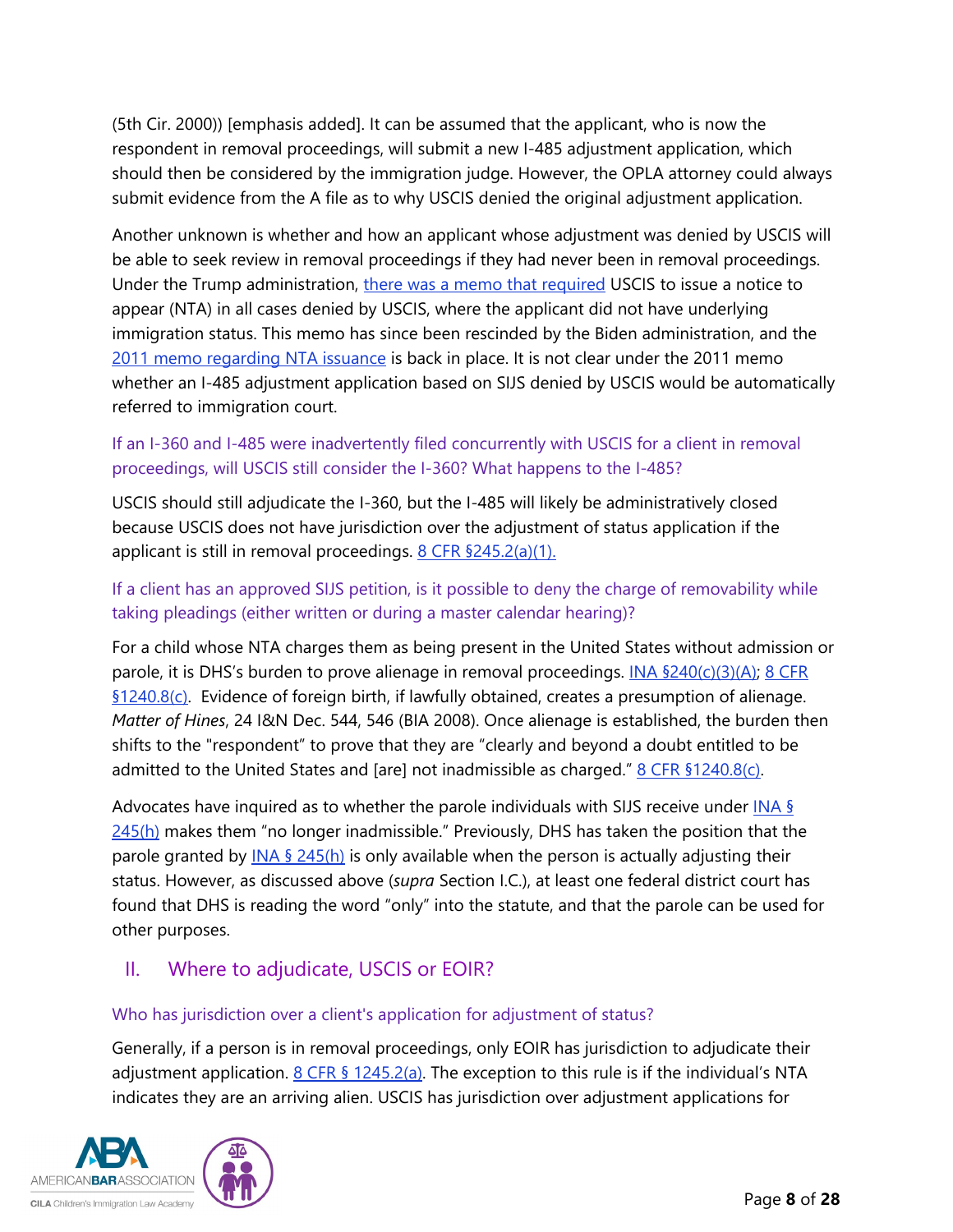(5th Cir. 2000)) [emphasis added]. It can be assumed that the applicant, who is now the respondent in removal proceedings, will submit a new I-485 adjustment application, which should then be considered by the immigration judge. However, the OPLA attorney could always submit evidence from the A file as to why USCIS denied the original adjustment application.

Another unknown is whether and how an applicant whose adjustment was denied by USCIS will be able to seek review in removal proceedings if they had never been in removal proceedings. Under the Trump administration, there was a memo that required USCIS to issue a notice to appear (NTA) in all cases denied by USCIS, where the applicant did not have underlying immigration status. This memo has since been rescinded by the Biden administration, and the 2011 memo regarding NTA issuance is back in place. It is not clear under the 2011 memo whether an I-485 adjustment application based on SIJS denied by USCIS would be automatically referred to immigration court.

### If an I-360 and I-485 were inadvertently filed concurrently with USCIS for a client in removal proceedings, will USCIS still consider the I-360? What happens to the I-485?

USCIS should still adjudicate the I-360, but the I-485 will likely be administratively closed because USCIS does not have jurisdiction over the adjustment of status application if the applicant is still in removal proceedings. 8 CFR §245.2(a)(1).

### If a client has an approved SIJS petition, is it possible to deny the charge of removability while taking pleadings (either written or during a master calendar hearing)?

For a child whose NTA charges them as being present in the United States without admission or parole, it is DHS's burden to prove alienage in removal proceedings. INA §240(c)(3)(A); 8 CFR §1240.8(c). Evidence of foreign birth, if lawfully obtained, creates a presumption of alienage. *Matter of Hines*, 24 I&N Dec. 544, 546 (BIA 2008). Once alienage is established, the burden then shifts to the "respondent" to prove that they are "clearly and beyond a doubt entitled to be admitted to the United States and [are] not inadmissible as charged." 8 CFR §1240.8(c).

Advocates have inquired as to whether the parole individuals with SIJS receive under INA § 245(h) makes them "no longer inadmissible." Previously, DHS has taken the position that the parole granted by INA § 245(h) is only available when the person is actually adjusting their status. However, as discussed above (*supra* Section I.C.), at least one federal district court has found that DHS is reading the word "only" into the statute, and that the parole can be used for other purposes.

## II. Where to adjudicate, USCIS or EOIR?

### Who has jurisdiction over a client's application for adjustment of status?

Generally, if a person is in removal proceedings, only EOIR has jurisdiction to adjudicate their adjustment application. 8 CFR § 1245.2(a). The exception to this rule is if the individual's NTA indicates they are an arriving alien. USCIS has jurisdiction over adjustment applications for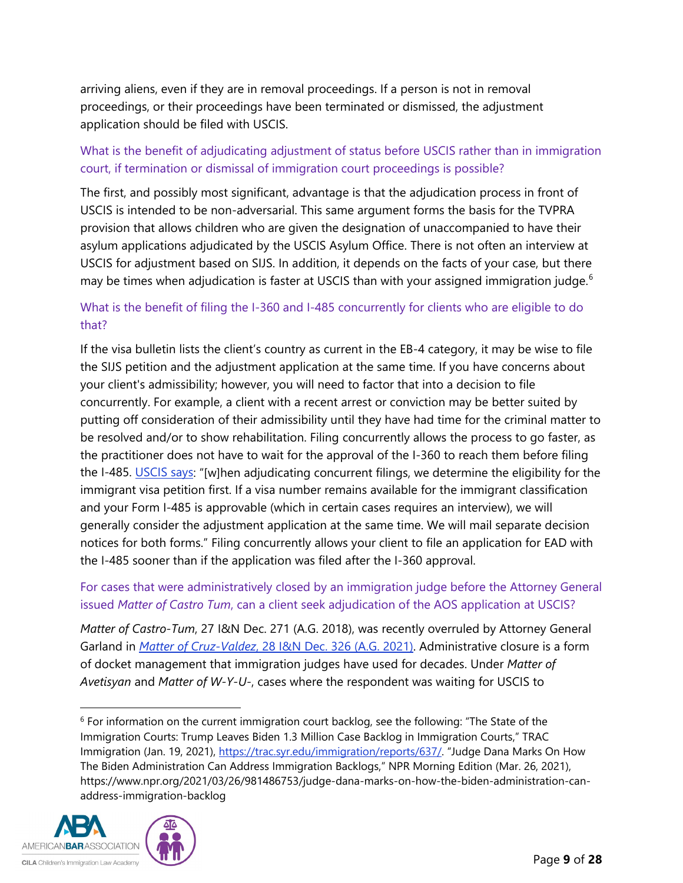arriving aliens, even if they are in removal proceedings. If a person is not in removal proceedings, or their proceedings have been terminated or dismissed, the adjustment application should be filed with USCIS.

### What is the benefit of adjudicating adjustment of status before USCIS rather than in immigration court, if termination or dismissal of immigration court proceedings is possible?

The first, and possibly most significant, advantage is that the adjudication process in front of USCIS is intended to be non-adversarial. This same argument forms the basis for the TVPRA provision that allows children who are given the designation of unaccompanied to have their asylum applications adjudicated by the USCIS Asylum Office. There is not often an interview at USCIS for adjustment based on SIJS. In addition, it depends on the facts of your case, but there may be times when adjudication is faster at USCIS than with your assigned immigration judge.[6]

### What is the benefit of filing the I-360 and I-485 concurrently for clients who are eligible to do that?

If the visa bulletin lists the client's country as current in the EB-4 category, it may be wise to file the SIJS petition and the adjustment application at the same time. If you have concerns about your client's admissibility; however, you will need to factor that into a decision to file concurrently. For example, a client with a recent arrest or conviction may be better suited by putting off consideration of their admissibility until they have had time for the criminal matter to be resolved and/or to show rehabilitation. Filing concurrently allows the process to go faster, as the practitioner does not have to wait for the approval of the I-360 to reach them before filing the I-485. USCIS says: "[w]hen adjudicating concurrent filings, we determine the eligibility for the immigrant visa petition first. If a visa number remains available for the immigrant classification and your Form I-485 is approvable (which in certain cases requires an interview), we will generally consider the adjustment application at the same time. We will mail separate decision notices for both forms." Filing concurrently allows your client to file an application for EAD with the I-485 sooner than if the application was filed after the I-360 approval.

### For cases that were administratively closed by an immigration judge before the Attorney General issued *Matter of Castro Tum*, can a client seek adjudication of the AOS application at USCIS?

*Matter of Castro-Tum*, 27 I&N Dec. 271 (A.G. 2018), was recently overruled by Attorney General Garland in *Matter of Cruz-Valdez*, 28 I&N Dec. 326 (A.G. 2021). Administrative closure is a form of docket management that immigration judges have used for decades. Under *Matter of Avetisyan* and *Matter of W-Y-U-*, cases where the respondent was waiting for USCIS to

---

[6] For information on the current immigration court backlog, see the following: "The State of the Immigration Courts: Trump Leaves Biden 1.3 Million Case Backlog in Immigration Courts," TRAC Immigration (Jan. 19, 2021), https://trac.syr.edu/immigration/reports/637/. "Judge Dana Marks On How The Biden Administration Can Address Immigration Backlogs," NPR Morning Edition (Mar. 26, 2021), https://www.npr.org/2021/03/26/981486753/judge-dana-marks-on-how-the-biden-administration-can-address-immigration-backlog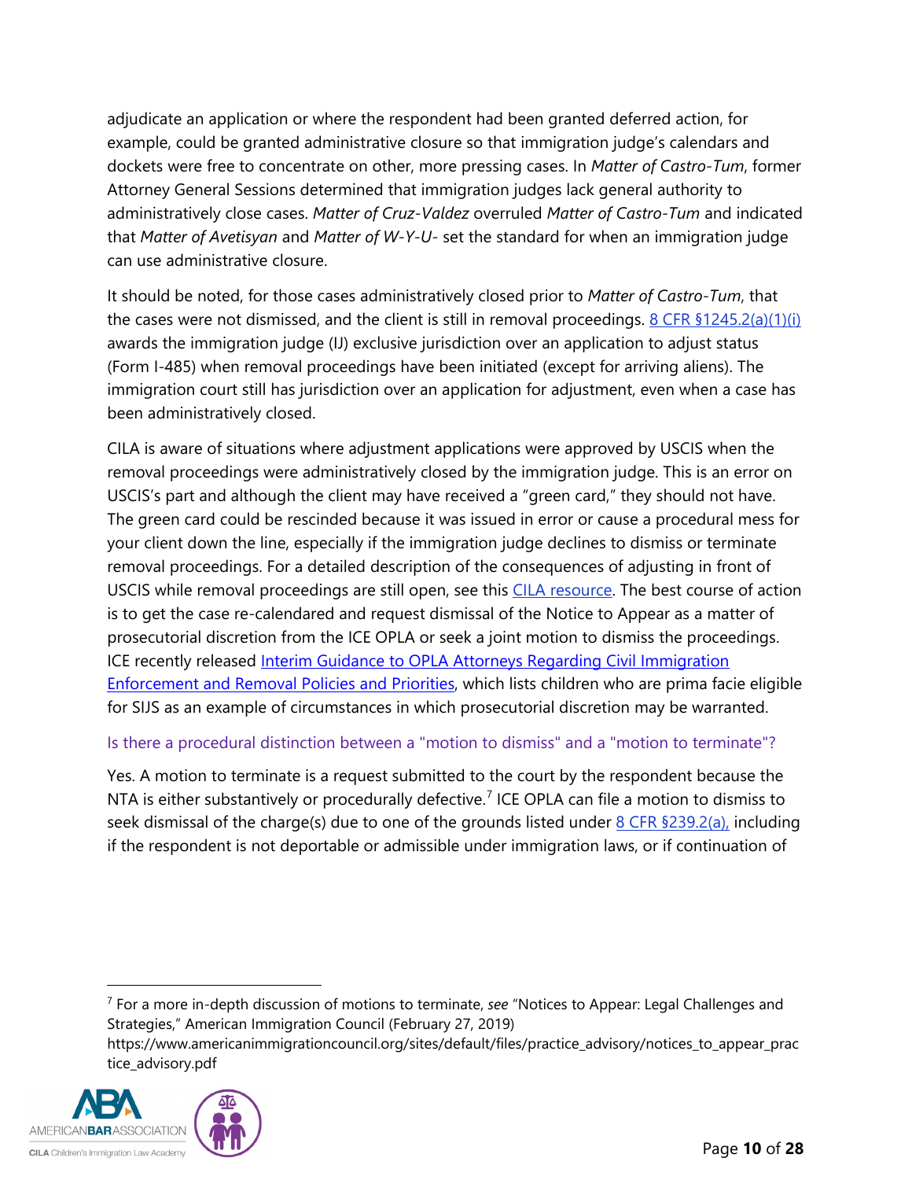adjudicate an application or where the respondent had been granted deferred action, for example, could be granted administrative closure so that immigration judge's calendars and dockets were free to concentrate on other, more pressing cases. In *Matter of Castro-Tum*, former Attorney General Sessions determined that immigration judges lack general authority to administratively close cases. *Matter of Cruz-Valdez* overruled *Matter of Castro-Tum* and indicated that *Matter of Avetisyan* and *Matter of W-Y-U-* set the standard for when an immigration judge can use administrative closure.

It should be noted, for those cases administratively closed prior to *Matter of Castro-Tum*, that the cases were not dismissed, and the client is still in removal proceedings. [8 CFR §1245.2(a)(1)(i)](#) awards the immigration judge (IJ) exclusive jurisdiction over an application to adjust status (Form I-485) when removal proceedings have been initiated (except for arriving aliens). The immigration court still has jurisdiction over an application for adjustment, even when a case has been administratively closed.

CILA is aware of situations where adjustment applications were approved by USCIS when the removal proceedings were administratively closed by the immigration judge. This is an error on USCIS's part and although the client may have received a "green card," they should not have. The green card could be rescinded because it was issued in error or cause a procedural mess for your client down the line, especially if the immigration judge declines to dismiss or terminate removal proceedings. For a detailed description of the consequences of adjusting in front of USCIS while removal proceedings are still open, see this [CILA resource](#). The best course of action is to get the case re-calendared and request dismissal of the Notice to Appear as a matter of prosecutorial discretion from the ICE OPLA or seek a joint motion to dismiss the proceedings. ICE recently released [Interim Guidance to OPLA Attorneys Regarding Civil Immigration Enforcement and Removal Policies and Priorities](#), which lists children who are prima facie eligible for SIJS as an example of circumstances in which prosecutorial discretion may be warranted.

### Is there a procedural distinction between a "motion to dismiss" and a "motion to terminate"?

Yes. A motion to terminate is a request submitted to the court by the respondent because the NTA is either substantively or procedurally defective.[7] ICE OPLA can file a motion to dismiss to seek dismissal of the charge(s) due to one of the grounds listed under [8 CFR §239.2(a),](#) including if the respondent is not deportable or admissible under immigration laws, or if continuation of

---

[7] For a more in-depth discussion of motions to terminate, *see* "Notices to Appear: Legal Challenges and Strategies," American Immigration Council (February 27, 2019) https://www.americanimmigrationcouncil.org/sites/default/files/practice_advisory/notices_to_appear_practice_advisory.pdf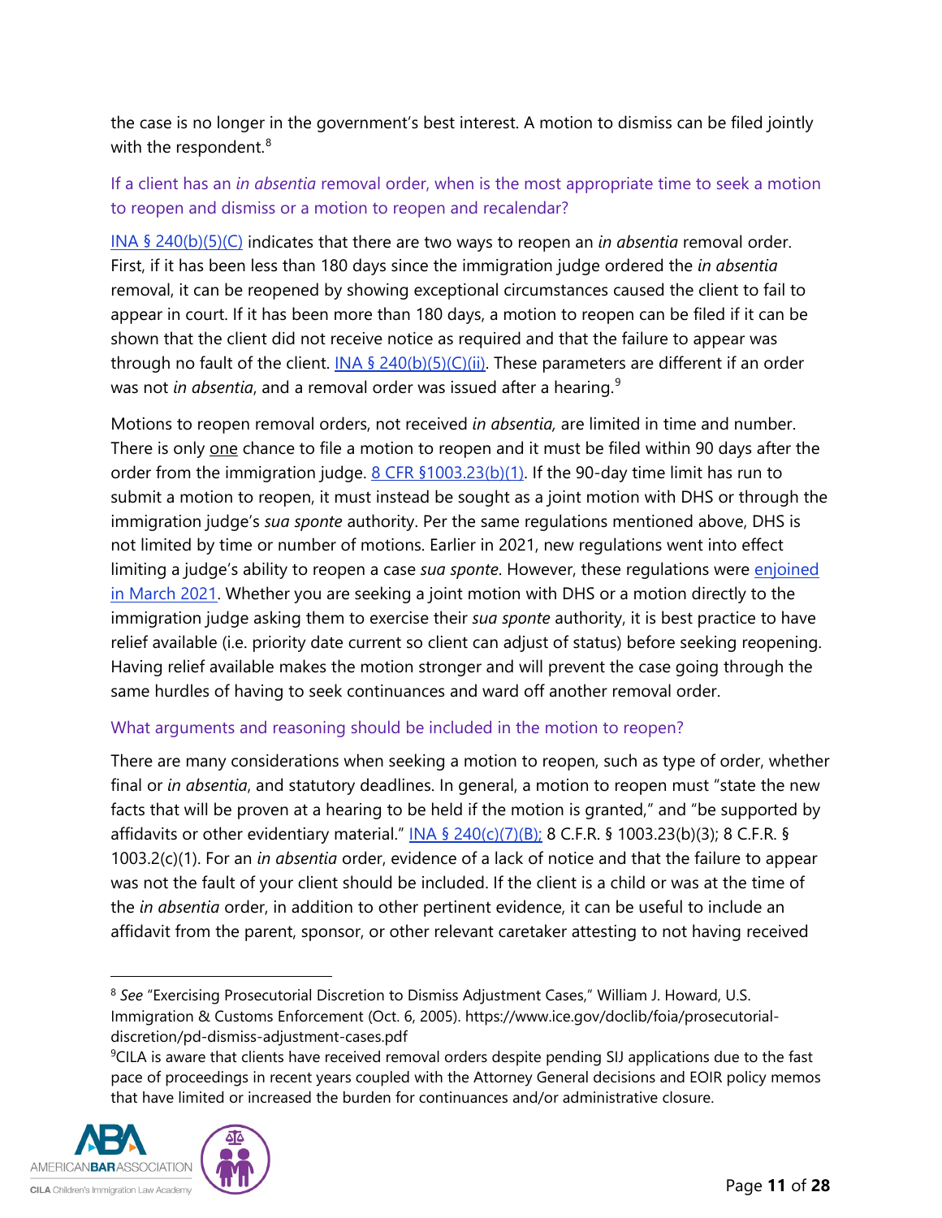the case is no longer in the government's best interest. A motion to dismiss can be filed jointly with the respondent.[8]

### If a client has an *in absentia* removal order, when is the most appropriate time to seek a motion to reopen and dismiss or a motion to reopen and recalendar?

INA § 240(b)(5)(C) indicates that there are two ways to reopen an *in absentia* removal order. First, if it has been less than 180 days since the immigration judge ordered the *in absentia* removal, it can be reopened by showing exceptional circumstances caused the client to fail to appear in court. If it has been more than 180 days, a motion to reopen can be filed if it can be shown that the client did not receive notice as required and that the failure to appear was through no fault of the client. INA § 240(b)(5)(C)(ii). These parameters are different if an order was not *in absentia*, and a removal order was issued after a hearing.[9]

Motions to reopen removal orders, not received *in absentia,* are limited in time and number. There is only one chance to file a motion to reopen and it must be filed within 90 days after the order from the immigration judge. 8 CFR §1003.23(b)(1). If the 90-day time limit has run to submit a motion to reopen, it must instead be sought as a joint motion with DHS or through the immigration judge's *sua sponte* authority. Per the same regulations mentioned above, DHS is not limited by time or number of motions. Earlier in 2021, new regulations went into effect limiting a judge's ability to reopen a case *sua sponte.* However, these regulations were enjoined in March 2021. Whether you are seeking a joint motion with DHS or a motion directly to the immigration judge asking them to exercise their *sua sponte* authority, it is best practice to have relief available (i.e. priority date current so client can adjust of status) before seeking reopening. Having relief available makes the motion stronger and will prevent the case going through the same hurdles of having to seek continuances and ward off another removal order.

### What arguments and reasoning should be included in the motion to reopen?

There are many considerations when seeking a motion to reopen, such as type of order, whether final or *in absentia*, and statutory deadlines. In general, a motion to reopen must "state the new facts that will be proven at a hearing to be held if the motion is granted," and "be supported by affidavits or other evidentiary material." INA § 240(c)(7)(B); 8 C.F.R. § 1003.23(b)(3); 8 C.F.R. § 1003.2(c)(1). For an *in absentia* order, evidence of a lack of notice and that the failure to appear was not the fault of your client should be included. If the client is a child or was at the time of the *in absentia* order, in addition to other pertinent evidence, it can be useful to include an affidavit from the parent, sponsor, or other relevant caretaker attesting to not having received

---

[8] *See* "Exercising Prosecutorial Discretion to Dismiss Adjustment Cases," William J. Howard, U.S. Immigration & Customs Enforcement (Oct. 6, 2005). https://www.ice.gov/doclib/foia/prosecutorial-discretion/pd-dismiss-adjustment-cases.pdf

[9] CILA is aware that clients have received removal orders despite pending SIJ applications due to the fast pace of proceedings in recent years coupled with the Attorney General decisions and EOIR policy memos that have limited or increased the burden for continuances and/or administrative closure.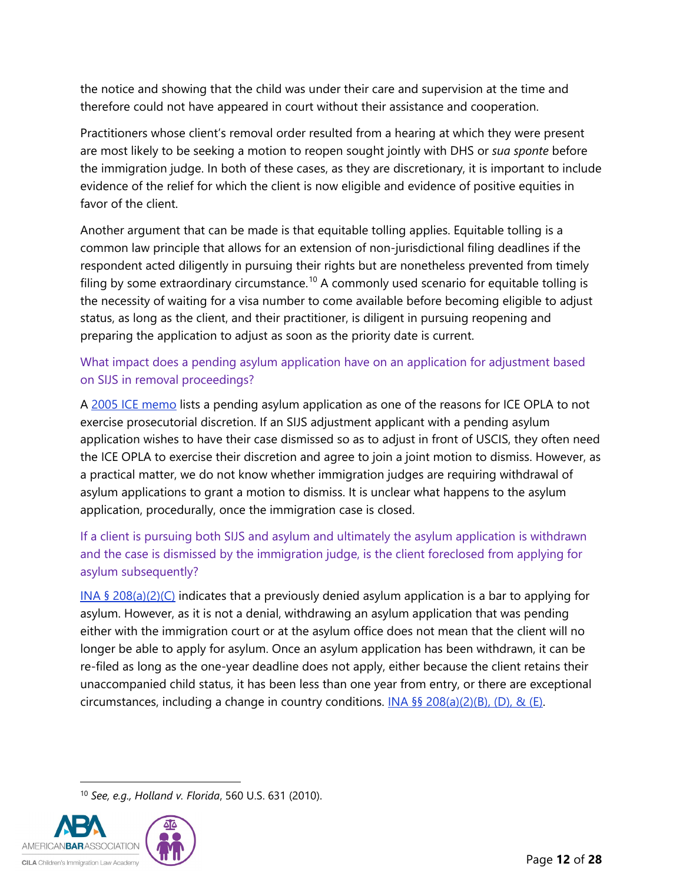the notice and showing that the child was under their care and supervision at the time and therefore could not have appeared in court without their assistance and cooperation.

Practitioners whose client's removal order resulted from a hearing at which they were present are most likely to be seeking a motion to reopen sought jointly with DHS or *sua sponte* before the immigration judge. In both of these cases, as they are discretionary, it is important to include evidence of the relief for which the client is now eligible and evidence of positive equities in favor of the client.

Another argument that can be made is that equitable tolling applies. Equitable tolling is a common law principle that allows for an extension of non-jurisdictional filing deadlines if the respondent acted diligently in pursuing their rights but are nonetheless prevented from timely filing by some extraordinary circumstance.[10] A commonly used scenario for equitable tolling is the necessity of waiting for a visa number to come available before becoming eligible to adjust status, as long as the client, and their practitioner, is diligent in pursuing reopening and preparing the application to adjust as soon as the priority date is current.

### What impact does a pending asylum application have on an application for adjustment based on SIJS in removal proceedings?

A 2005 ICE memo lists a pending asylum application as one of the reasons for ICE OPLA to not exercise prosecutorial discretion. If an SIJS adjustment applicant with a pending asylum application wishes to have their case dismissed so as to adjust in front of USCIS, they often need the ICE OPLA to exercise their discretion and agree to join a joint motion to dismiss. However, as a practical matter, we do not know whether immigration judges are requiring withdrawal of asylum applications to grant a motion to dismiss. It is unclear what happens to the asylum application, procedurally, once the immigration case is closed.

### If a client is pursuing both SIJS and asylum and ultimately the asylum application is withdrawn and the case is dismissed by the immigration judge, is the client foreclosed from applying for asylum subsequently?

INA § 208(a)(2)(C) indicates that a previously denied asylum application is a bar to applying for asylum. However, as it is not a denial, withdrawing an asylum application that was pending either with the immigration court or at the asylum office does not mean that the client will no longer be able to apply for asylum. Once an asylum application has been withdrawn, it can be re-filed as long as the one-year deadline does not apply, either because the client retains their unaccompanied child status, it has been less than one year from entry, or there are exceptional circumstances, including a change in country conditions. INA §§ 208(a)(2)(B), (D), & (E).

---

[10] *See, e.g., Holland v. Florida*, 560 U.S. 631 (2010).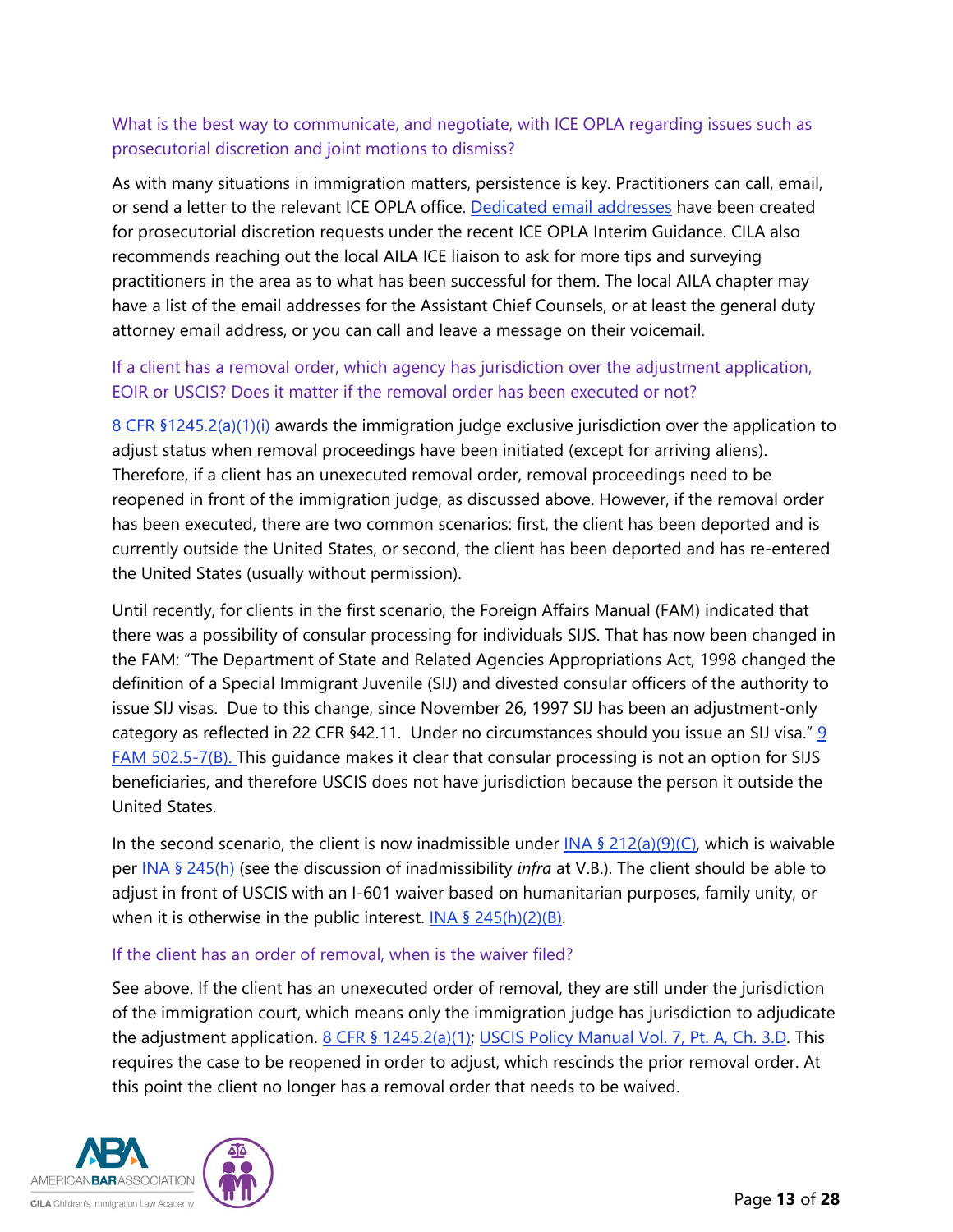### What is the best way to communicate, and negotiate, with ICE OPLA regarding issues such as prosecutorial discretion and joint motions to dismiss?

As with many situations in immigration matters, persistence is key. Practitioners can call, email, or send a letter to the relevant ICE OPLA office. Dedicated email addresses have been created for prosecutorial discretion requests under the recent ICE OPLA Interim Guidance. CILA also recommends reaching out the local AILA ICE liaison to ask for more tips and surveying practitioners in the area as to what has been successful for them. The local AILA chapter may have a list of the email addresses for the Assistant Chief Counsels, or at least the general duty attorney email address, or you can call and leave a message on their voicemail.

### If a client has a removal order, which agency has jurisdiction over the adjustment application, EOIR or USCIS? Does it matter if the removal order has been executed or not?

8 CFR §1245.2(a)(1)(i) awards the immigration judge exclusive jurisdiction over the application to adjust status when removal proceedings have been initiated (except for arriving aliens). Therefore, if a client has an unexecuted removal order, removal proceedings need to be reopened in front of the immigration judge, as discussed above. However, if the removal order has been executed, there are two common scenarios: first, the client has been deported and is currently outside the United States, or second, the client has been deported and has re-entered the United States (usually without permission).

Until recently, for clients in the first scenario, the Foreign Affairs Manual (FAM) indicated that there was a possibility of consular processing for individuals SIJS. That has now been changed in the FAM: "The Department of State and Related Agencies Appropriations Act, 1998 changed the definition of a Special Immigrant Juvenile (SIJ) and divested consular officers of the authority to issue SIJ visas. Due to this change, since November 26, 1997 SIJ has been an adjustment-only category as reflected in 22 CFR §42.11. Under no circumstances should you issue an SIJ visa." 9 FAM 502.5-7(B). This guidance makes it clear that consular processing is not an option for SIJS beneficiaries, and therefore USCIS does not have jurisdiction because the person it outside the United States.

In the second scenario, the client is now inadmissible under INA § 212(a)(9)(C), which is waivable per INA § 245(h) (see the discussion of inadmissibility *infra* at V.B.). The client should be able to adjust in front of USCIS with an I-601 waiver based on humanitarian purposes, family unity, or when it is otherwise in the public interest. INA § 245(h)(2)(B).

### If the client has an order of removal, when is the waiver filed?

See above. If the client has an unexecuted order of removal, they are still under the jurisdiction of the immigration court, which means only the immigration judge has jurisdiction to adjudicate the adjustment application. 8 CFR § 1245.2(a)(1); USCIS Policy Manual Vol. 7, Pt. A, Ch. 3.D. This requires the case to be reopened in order to adjust, which rescinds the prior removal order. At this point the client no longer has a removal order that needs to be waived.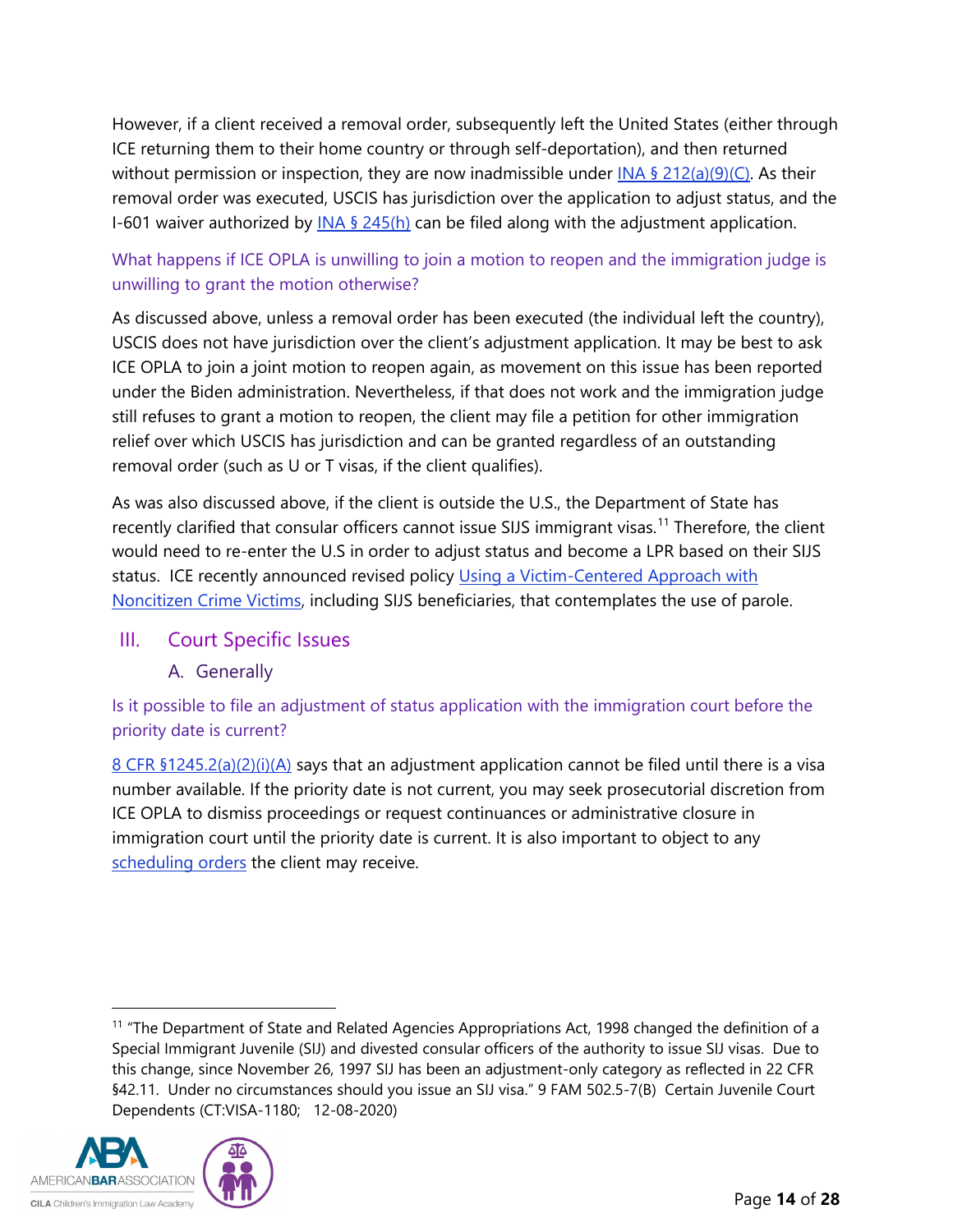However, if a client received a removal order, subsequently left the United States (either through ICE returning them to their home country or through self-deportation), and then returned without permission or inspection, they are now inadmissible under [INA § 212(a)(9)(C)](). As their removal order was executed, USCIS has jurisdiction over the application to adjust status, and the I-601 waiver authorized by [INA § 245(h)]() can be filed along with the adjustment application.

#### What happens if ICE OPLA is unwilling to join a motion to reopen and the immigration judge is unwilling to grant the motion otherwise?

As discussed above, unless a removal order has been executed (the individual left the country), USCIS does not have jurisdiction over the client's adjustment application. It may be best to ask ICE OPLA to join a joint motion to reopen again, as movement on this issue has been reported under the Biden administration. Nevertheless, if that does not work and the immigration judge still refuses to grant a motion to reopen, the client may file a petition for other immigration relief over which USCIS has jurisdiction and can be granted regardless of an outstanding removal order (such as U or T visas, if the client qualifies).

As was also discussed above, if the client is outside the U.S., the Department of State has recently clarified that consular officers cannot issue SIJS immigrant visas.[11] Therefore, the client would need to re-enter the U.S in order to adjust status and become a LPR based on their SIJS status. ICE recently announced revised policy [Using a Victim-Centered Approach with Noncitizen Crime Victims](), including SIJS beneficiaries, that contemplates the use of parole.

## III. Court Specific Issues

### A. Generally

#### Is it possible to file an adjustment of status application with the immigration court before the priority date is current?

[8 CFR §1245.2(a)(2)(i)(A)]() says that an adjustment application cannot be filed until there is a visa number available. If the priority date is not current, you may seek prosecutorial discretion from ICE OPLA to dismiss proceedings or request continuances or administrative closure in immigration court until the priority date is current. It is also important to object to any [scheduling orders]() the client may receive.

---

[11] "The Department of State and Related Agencies Appropriations Act, 1998 changed the definition of a Special Immigrant Juvenile (SIJ) and divested consular officers of the authority to issue SIJ visas. Due to this change, since November 26, 1997 SIJ has been an adjustment-only category as reflected in 22 CFR §42.11. Under no circumstances should you issue an SIJ visa." 9 FAM 502.5-7(B) Certain Juvenile Court Dependents (CT:VISA-1180; 12-08-2020)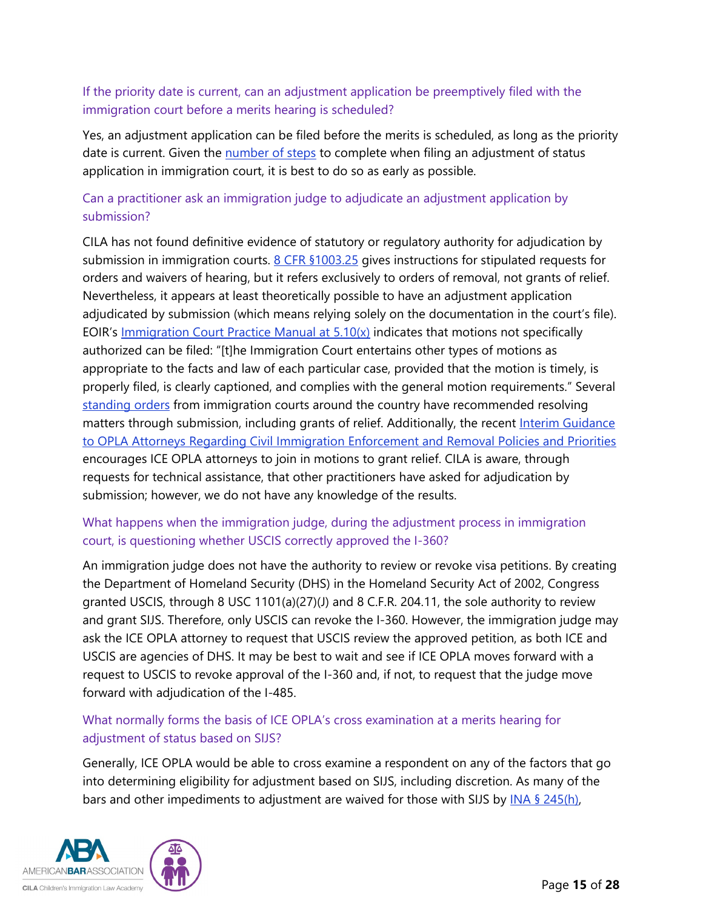### If the priority date is current, can an adjustment application be preemptively filed with the immigration court before a merits hearing is scheduled?

Yes, an adjustment application can be filed before the merits is scheduled, as long as the priority date is current. Given the number of steps to complete when filing an adjustment of status application in immigration court, it is best to do so as early as possible.

### Can a practitioner ask an immigration judge to adjudicate an adjustment application by submission?

CILA has not found definitive evidence of statutory or regulatory authority for adjudication by submission in immigration courts. 8 CFR §1003.25 gives instructions for stipulated requests for orders and waivers of hearing, but it refers exclusively to orders of removal, not grants of relief. Nevertheless, it appears at least theoretically possible to have an adjustment application adjudicated by submission (which means relying solely on the documentation in the court's file). EOIR's Immigration Court Practice Manual at 5.10(x) indicates that motions not specifically authorized can be filed: "[t]he Immigration Court entertains other types of motions as appropriate to the facts and law of each particular case, provided that the motion is timely, is properly filed, is clearly captioned, and complies with the general motion requirements." Several standing orders from immigration courts around the country have recommended resolving matters through submission, including grants of relief. Additionally, the recent Interim Guidance to OPLA Attorneys Regarding Civil Immigration Enforcement and Removal Policies and Priorities encourages ICE OPLA attorneys to join in motions to grant relief. CILA is aware, through requests for technical assistance, that other practitioners have asked for adjudication by submission; however, we do not have any knowledge of the results.

### What happens when the immigration judge, during the adjustment process in immigration court, is questioning whether USCIS correctly approved the I-360?

An immigration judge does not have the authority to review or revoke visa petitions. By creating the Department of Homeland Security (DHS) in the Homeland Security Act of 2002, Congress granted USCIS, through 8 USC 1101(a)(27)(J) and 8 C.F.R. 204.11, the sole authority to review and grant SIJS. Therefore, only USCIS can revoke the I-360. However, the immigration judge may ask the ICE OPLA attorney to request that USCIS review the approved petition, as both ICE and USCIS are agencies of DHS. It may be best to wait and see if ICE OPLA moves forward with a request to USCIS to revoke approval of the I-360 and, if not, to request that the judge move forward with adjudication of the I-485.

### What normally forms the basis of ICE OPLA's cross examination at a merits hearing for adjustment of status based on SIJS?

Generally, ICE OPLA would be able to cross examine a respondent on any of the factors that go into determining eligibility for adjustment based on SIJS, including discretion. As many of the bars and other impediments to adjustment are waived for those with SIJS by INA § 245(h),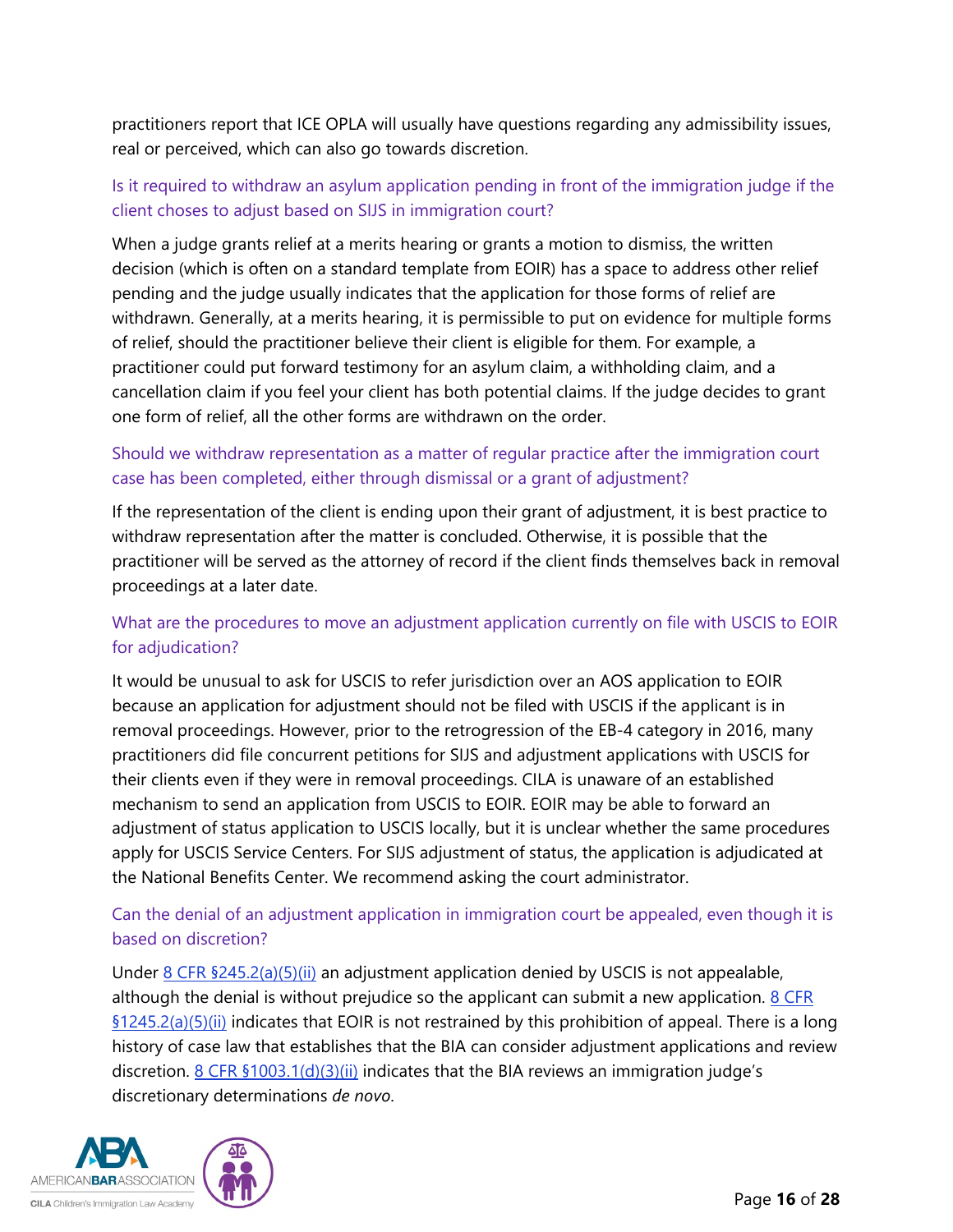practitioners report that ICE OPLA will usually have questions regarding any admissibility issues, real or perceived, which can also go towards discretion.

### Is it required to withdraw an asylum application pending in front of the immigration judge if the client choses to adjust based on SIJS in immigration court?

When a judge grants relief at a merits hearing or grants a motion to dismiss, the written decision (which is often on a standard template from EOIR) has a space to address other relief pending and the judge usually indicates that the application for those forms of relief are withdrawn. Generally, at a merits hearing, it is permissible to put on evidence for multiple forms of relief, should the practitioner believe their client is eligible for them. For example, a practitioner could put forward testimony for an asylum claim, a withholding claim, and a cancellation claim if you feel your client has both potential claims. If the judge decides to grant one form of relief, all the other forms are withdrawn on the order.

### Should we withdraw representation as a matter of regular practice after the immigration court case has been completed, either through dismissal or a grant of adjustment?

If the representation of the client is ending upon their grant of adjustment, it is best practice to withdraw representation after the matter is concluded. Otherwise, it is possible that the practitioner will be served as the attorney of record if the client finds themselves back in removal proceedings at a later date.

### What are the procedures to move an adjustment application currently on file with USCIS to EOIR for adjudication?

It would be unusual to ask for USCIS to refer jurisdiction over an AOS application to EOIR because an application for adjustment should not be filed with USCIS if the applicant is in removal proceedings. However, prior to the retrogression of the EB-4 category in 2016, many practitioners did file concurrent petitions for SIJS and adjustment applications with USCIS for their clients even if they were in removal proceedings. CILA is unaware of an established mechanism to send an application from USCIS to EOIR. EOIR may be able to forward an adjustment of status application to USCIS locally, but it is unclear whether the same procedures apply for USCIS Service Centers. For SIJS adjustment of status, the application is adjudicated at the National Benefits Center. We recommend asking the court administrator.

### Can the denial of an adjustment application in immigration court be appealed, even though it is based on discretion?

Under 8 CFR §245.2(a)(5)(ii) an adjustment application denied by USCIS is not appealable, although the denial is without prejudice so the applicant can submit a new application. 8 CFR §1245.2(a)(5)(ii) indicates that EOIR is not restrained by this prohibition of appeal. There is a long history of case law that establishes that the BIA can consider adjustment applications and review discretion. 8 CFR §1003.1(d)(3)(ii) indicates that the BIA reviews an immigration judge's discretionary determinations *de novo*.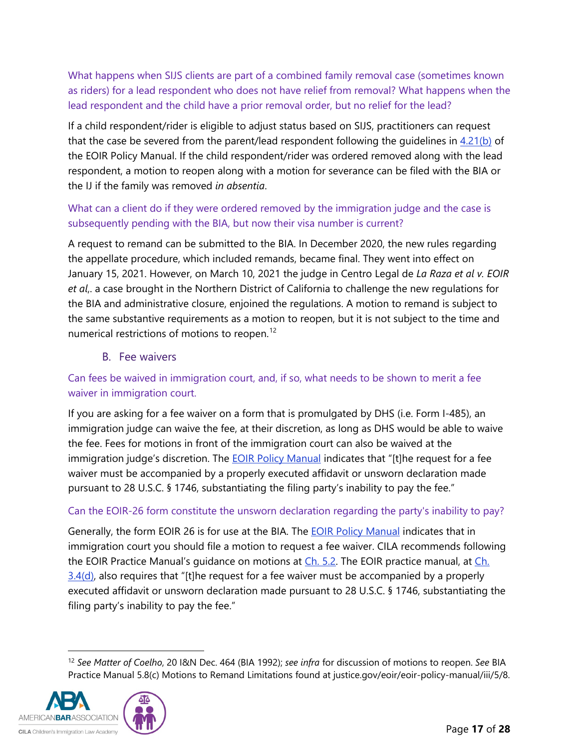### What happens when SIJS clients are part of a combined family removal case (sometimes known as riders) for a lead respondent who does not have relief from removal? What happens when the lead respondent and the child have a prior removal order, but no relief for the lead?

If a child respondent/rider is eligible to adjust status based on SIJS, practitioners can request that the case be severed from the parent/lead respondent following the guidelines in 4.21(b) of the EOIR Policy Manual. If the child respondent/rider was ordered removed along with the lead respondent, a motion to reopen along with a motion for severance can be filed with the BIA or the IJ if the family was removed *in absentia*.

### What can a client do if they were ordered removed by the immigration judge and the case is subsequently pending with the BIA, but now their visa number is current?

A request to remand can be submitted to the BIA. In December 2020, the new rules regarding the appellate procedure, which included remands, became final. They went into effect on January 15, 2021. However, on March 10, 2021 the judge in Centro Legal de *La Raza et al v. EOIR et al*,. a case brought in the Northern District of California to challenge the new regulations for the BIA and administrative closure, enjoined the regulations. A motion to remand is subject to the same substantive requirements as a motion to reopen, but it is not subject to the time and numerical restrictions of motions to reopen.[12]

## B. Fee waivers

### Can fees be waived in immigration court, and, if so, what needs to be shown to merit a fee waiver in immigration court.

If you are asking for a fee waiver on a form that is promulgated by DHS (i.e. Form I-485), an immigration judge can waive the fee, at their discretion, as long as DHS would be able to waive the fee. Fees for motions in front of the immigration court can also be waived at the immigration judge's discretion. The EOIR Policy Manual indicates that "[t]he request for a fee waiver must be accompanied by a properly executed affidavit or unsworn declaration made pursuant to 28 U.S.C. § 1746, substantiating the filing party's inability to pay the fee."

### Can the EOIR-26 form constitute the unsworn declaration regarding the party's inability to pay?

Generally, the form EOIR 26 is for use at the BIA. The EOIR Policy Manual indicates that in immigration court you should file a motion to request a fee waiver. CILA recommends following the EOIR Practice Manual's guidance on motions at Ch. 5.2. The EOIR practice manual, at Ch. 3.4(d), also requires that "[t]he request for a fee waiver must be accompanied by a properly executed affidavit or unsworn declaration made pursuant to 28 U.S.C. § 1746, substantiating the filing party's inability to pay the fee."

---

[12] *See Matter of Coelho*, 20 I&N Dec. 464 (BIA 1992); *see infra* for discussion of motions to reopen. *See* BIA Practice Manual 5.8(c) Motions to Remand Limitations found at justice.gov/eoir/eoir-policy-manual/iii/5/8.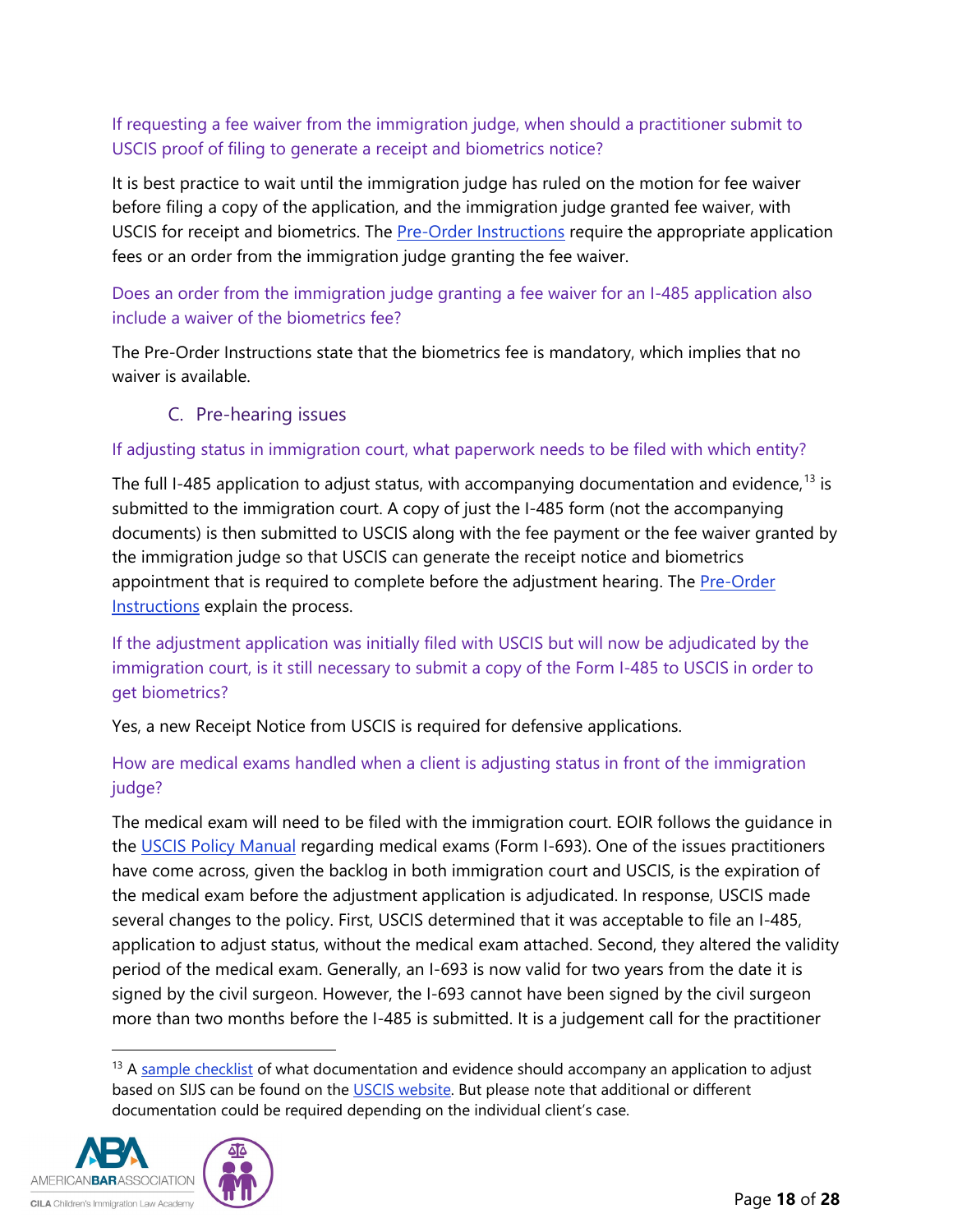### If requesting a fee waiver from the immigration judge, when should a practitioner submit to USCIS proof of filing to generate a receipt and biometrics notice?

It is best practice to wait until the immigration judge has ruled on the motion for fee waiver before filing a copy of the application, and the immigration judge granted fee waiver, with USCIS for receipt and biometrics. The Pre-Order Instructions require the appropriate application fees or an order from the immigration judge granting the fee waiver.

### Does an order from the immigration judge granting a fee waiver for an I-485 application also include a waiver of the biometrics fee?

The Pre-Order Instructions state that the biometrics fee is mandatory, which implies that no waiver is available.

## C. Pre-hearing issues

### If adjusting status in immigration court, what paperwork needs to be filed with which entity?

The full I-485 application to adjust status, with accompanying documentation and evidence,[13] is submitted to the immigration court. A copy of just the I-485 form (not the accompanying documents) is then submitted to USCIS along with the fee payment or the fee waiver granted by the immigration judge so that USCIS can generate the receipt notice and biometrics appointment that is required to complete before the adjustment hearing. The Pre-Order Instructions explain the process.

### If the adjustment application was initially filed with USCIS but will now be adjudicated by the immigration court, is it still necessary to submit a copy of the Form I-485 to USCIS in order to get biometrics?

Yes, a new Receipt Notice from USCIS is required for defensive applications.

### How are medical exams handled when a client is adjusting status in front of the immigration judge?

The medical exam will need to be filed with the immigration court. EOIR follows the guidance in the USCIS Policy Manual regarding medical exams (Form I-693). One of the issues practitioners have come across, given the backlog in both immigration court and USCIS, is the expiration of the medical exam before the adjustment application is adjudicated. In response, USCIS made several changes to the policy. First, USCIS determined that it was acceptable to file an I-485, application to adjust status, without the medical exam attached. Second, they altered the validity period of the medical exam. Generally, an I-693 is now valid for two years from the date it is signed by the civil surgeon. However, the I-693 cannot have been signed by the civil surgeon more than two months before the I-485 is submitted. It is a judgement call for the practitioner

[13] A sample checklist of what documentation and evidence should accompany an application to adjust based on SIJS can be found on the USCIS website. But please note that additional or different documentation could be required depending on the individual client's case.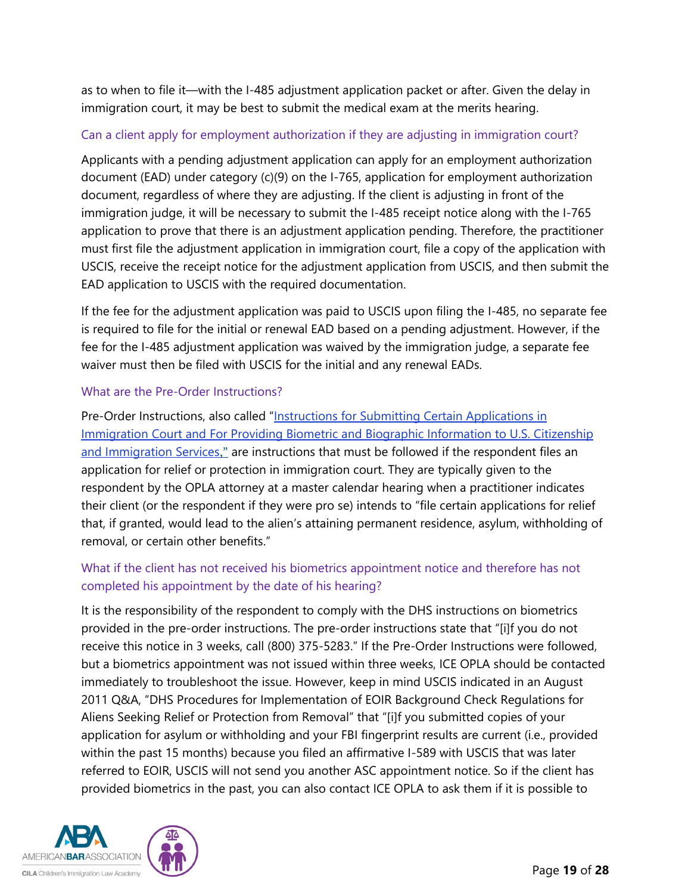as to when to file it—with the I-485 adjustment application packet or after. Given the delay in immigration court, it may be best to submit the medical exam at the merits hearing.

### Can a client apply for employment authorization if they are adjusting in immigration court?

Applicants with a pending adjustment application can apply for an employment authorization document (EAD) under category (c)(9) on the I-765, application for employment authorization document, regardless of where they are adjusting. If the client is adjusting in front of the immigration judge, it will be necessary to submit the I-485 receipt notice along with the I-765 application to prove that there is an adjustment application pending. Therefore, the practitioner must first file the adjustment application in immigration court, file a copy of the application with USCIS, receive the receipt notice for the adjustment application from USCIS, and then submit the EAD application to USCIS with the required documentation.

If the fee for the adjustment application was paid to USCIS upon filing the I-485, no separate fee is required to file for the initial or renewal EAD based on a pending adjustment. However, if the fee for the I-485 adjustment application was waived by the immigration judge, a separate fee waiver must then be filed with USCIS for the initial and any renewal EADs.

### What are the Pre-Order Instructions?

Pre-Order Instructions, also called "Instructions for Submitting Certain Applications in Immigration Court and For Providing Biometric and Biographic Information to U.S. Citizenship and Immigration Services," are instructions that must be followed if the respondent files an application for relief or protection in immigration court. They are typically given to the respondent by the OPLA attorney at a master calendar hearing when a practitioner indicates their client (or the respondent if they were pro se) intends to "file certain applications for relief that, if granted, would lead to the alien's attaining permanent residence, asylum, withholding of removal, or certain other benefits."

### What if the client has not received his biometrics appointment notice and therefore has not completed his appointment by the date of his hearing?

It is the responsibility of the respondent to comply with the DHS instructions on biometrics provided in the pre-order instructions. The pre-order instructions state that "[i]f you do not receive this notice in 3 weeks, call (800) 375-5283." If the Pre-Order Instructions were followed, but a biometrics appointment was not issued within three weeks, ICE OPLA should be contacted immediately to troubleshoot the issue. However, keep in mind USCIS indicated in an August 2011 Q&A, "DHS Procedures for Implementation of EOIR Background Check Regulations for Aliens Seeking Relief or Protection from Removal" that "[i]f you submitted copies of your application for asylum or withholding and your FBI fingerprint results are current (i.e., provided within the past 15 months) because you filed an affirmative I-589 with USCIS that was later referred to EOIR, USCIS will not send you another ASC appointment notice. So if the client has provided biometrics in the past, you can also contact ICE OPLA to ask them if it is possible to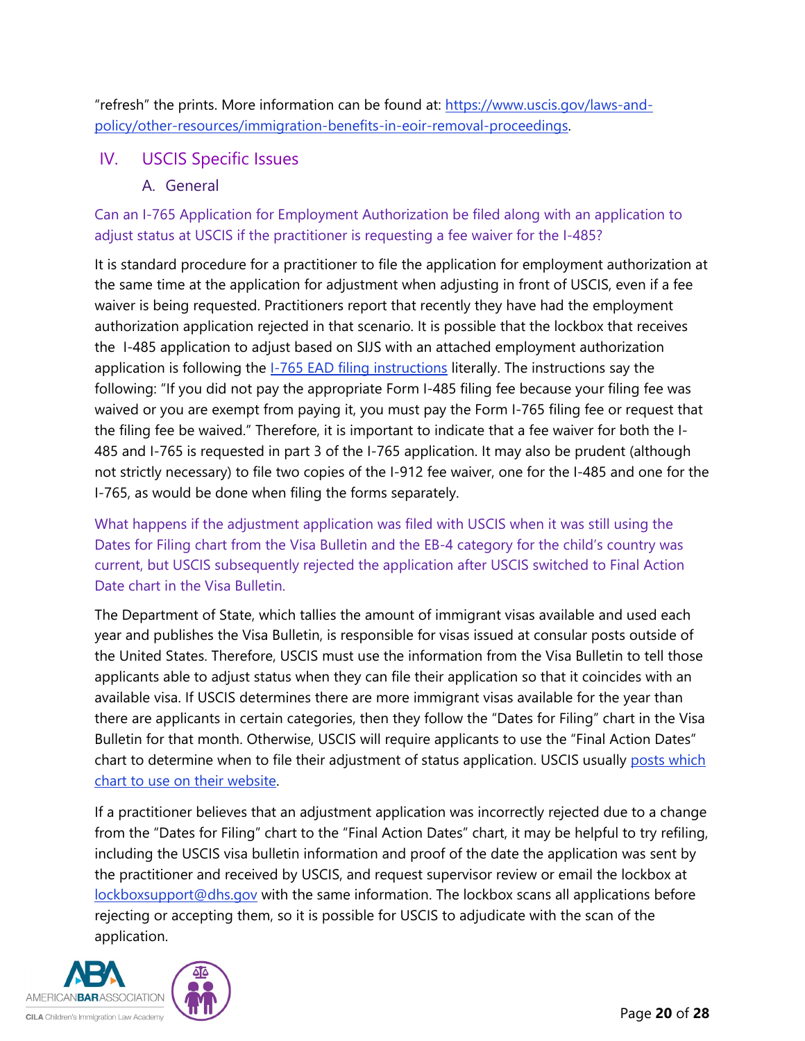"refresh" the prints. More information can be found at: [https://www.uscis.gov/laws-and-policy/other-resources/immigration-benefits-in-eoir-removal-proceedings](https://www.uscis.gov/laws-and-policy/other-resources/immigration-benefits-in-eoir-removal-proceedings).

## IV. USCIS Specific Issues

### A. General

#### Can an I-765 Application for Employment Authorization be filed along with an application to adjust status at USCIS if the practitioner is requesting a fee waiver for the I-485?

It is standard procedure for a practitioner to file the application for employment authorization at the same time at the application for adjustment when adjusting in front of USCIS, even if a fee waiver is being requested. Practitioners report that recently they have had the employment authorization application rejected in that scenario. It is possible that the lockbox that receives the I-485 application to adjust based on SIJS with an attached employment authorization application is following the I-765 EAD filing instructions literally. The instructions say the following: "If you did not pay the appropriate Form I-485 filing fee because your filing fee was waived or you are exempt from paying it, you must pay the Form I-765 filing fee or request that the filing fee be waived." Therefore, it is important to indicate that a fee waiver for both the I-485 and I-765 is requested in part 3 of the I-765 application. It may also be prudent (although not strictly necessary) to file two copies of the I-912 fee waiver, one for the I-485 and one for the I-765, as would be done when filing the forms separately.

#### What happens if the adjustment application was filed with USCIS when it was still using the Dates for Filing chart from the Visa Bulletin and the EB-4 category for the child's country was current, but USCIS subsequently rejected the application after USCIS switched to Final Action Date chart in the Visa Bulletin.

The Department of State, which tallies the amount of immigrant visas available and used each year and publishes the Visa Bulletin, is responsible for visas issued at consular posts outside of the United States. Therefore, USCIS must use the information from the Visa Bulletin to tell those applicants able to adjust status when they can file their application so that it coincides with an available visa. If USCIS determines there are more immigrant visas available for the year than there are applicants in certain categories, then they follow the "Dates for Filing" chart in the Visa Bulletin for that month. Otherwise, USCIS will require applicants to use the "Final Action Dates" chart to determine when to file their adjustment of status application. USCIS usually posts which chart to use on their website.

If a practitioner believes that an adjustment application was incorrectly rejected due to a change from the "Dates for Filing" chart to the "Final Action Dates" chart, it may be helpful to try refiling, including the USCIS visa bulletin information and proof of the date the application was sent by the practitioner and received by USCIS, and request supervisor review or email the lockbox at lockboxsupport@dhs.gov with the same information. The lockbox scans all applications before rejecting or accepting them, so it is possible for USCIS to adjudicate with the scan of the application.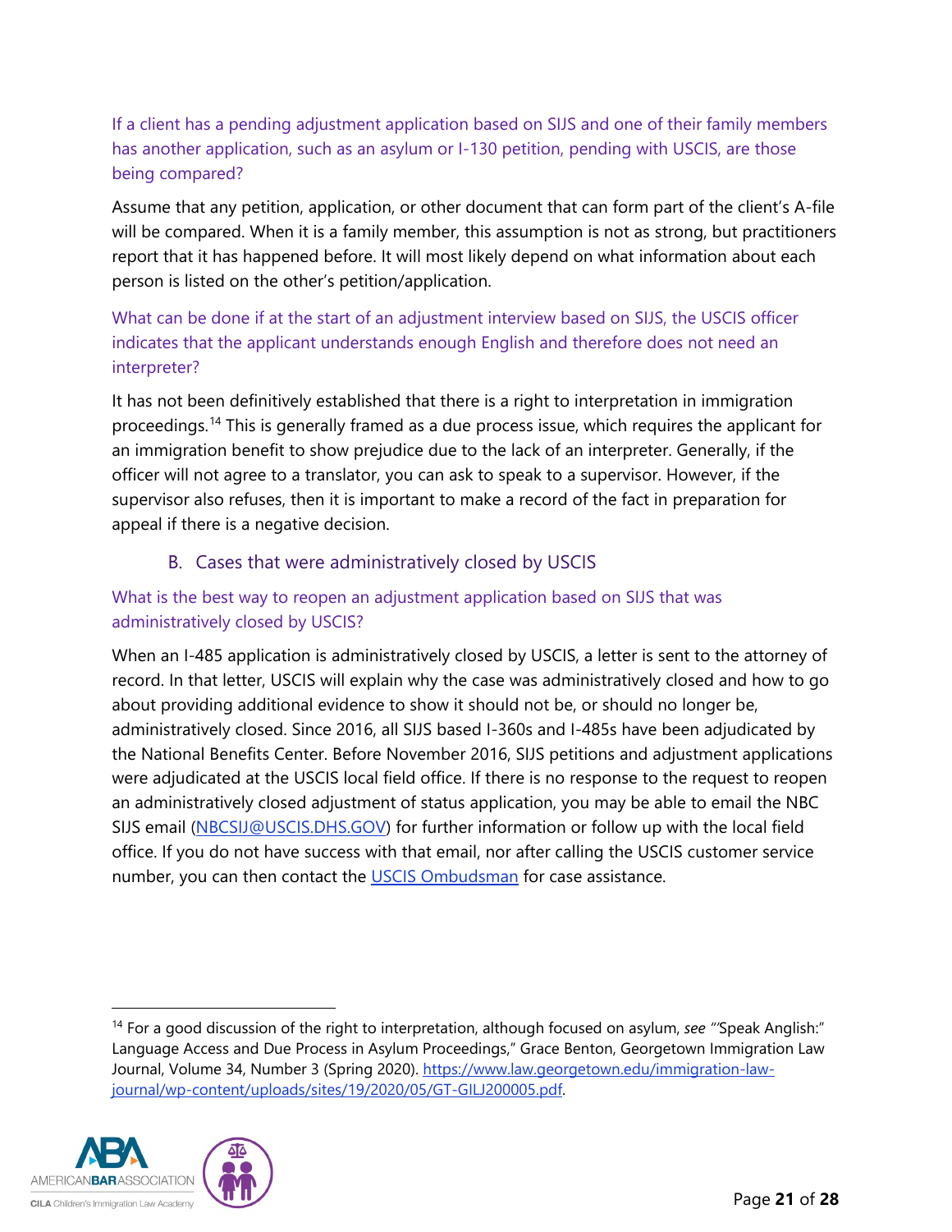### If a client has a pending adjustment application based on SIJS and one of their family members has another application, such as an asylum or I-130 petition, pending with USCIS, are those being compared?

Assume that any petition, application, or other document that can form part of the client's A-file will be compared. When it is a family member, this assumption is not as strong, but practitioners report that it has happened before. It will most likely depend on what information about each person is listed on the other's petition/application.

### What can be done if at the start of an adjustment interview based on SIJS, the USCIS officer indicates that the applicant understands enough English and therefore does not need an interpreter?

It has not been definitively established that there is a right to interpretation in immigration proceedings.[14] This is generally framed as a due process issue, which requires the applicant for an immigration benefit to show prejudice due to the lack of an interpreter. Generally, if the officer will not agree to a translator, you can ask to speak to a supervisor. However, if the supervisor also refuses, then it is important to make a record of the fact in preparation for appeal if there is a negative decision.

## B. Cases that were administratively closed by USCIS

### What is the best way to reopen an adjustment application based on SIJS that was administratively closed by USCIS?

When an I-485 application is administratively closed by USCIS, a letter is sent to the attorney of record. In that letter, USCIS will explain why the case was administratively closed and how to go about providing additional evidence to show it should not be, or should no longer be, administratively closed. Since 2016, all SIJS based I-360s and I-485s have been adjudicated by the National Benefits Center. Before November 2016, SIJS petitions and adjustment applications were adjudicated at the USCIS local field office. If there is no response to the request to reopen an administratively closed adjustment of status application, you may be able to email the NBC SIJS email ([NBCSIJ@USCIS.DHS.GOV](mailto:NBCSIJ@USCIS.DHS.GOV)) for further information or follow up with the local field office. If you do not have success with that email, nor after calling the USCIS customer service number, you can then contact the [USCIS Ombudsman](#) for case assistance.

---

[14] For a good discussion of the right to interpretation, although focused on asylum, *see* "'Speak Anglish:' Language Access and Due Process in Asylum Proceedings," Grace Benton, Georgetown Immigration Law Journal, Volume 34, Number 3 (Spring 2020). https://www.law.georgetown.edu/immigration-law-journal/wp-content/uploads/sites/19/2020/05/GT-GILJ200005.pdf.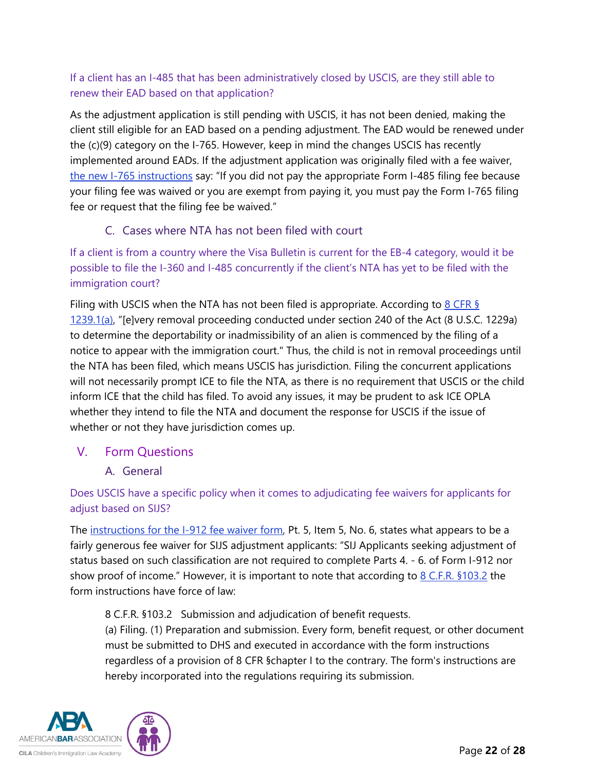#### If a client has an I-485 that has been administratively closed by USCIS, are they still able to renew their EAD based on that application?

As the adjustment application is still pending with USCIS, it has not been denied, making the client still eligible for an EAD based on a pending adjustment. The EAD would be renewed under the (c)(9) category on the I-765. However, keep in mind the changes USCIS has recently implemented around EADs. If the adjustment application was originally filed with a fee waiver, [the new I-765 instructions](#) say: "If you did not pay the appropriate Form I-485 filing fee because your filing fee was waived or you are exempt from paying it, you must pay the Form I-765 filing fee or request that the filing fee be waived."

### C. Cases where NTA has not been filed with court

#### If a client is from a country where the Visa Bulletin is current for the EB-4 category, would it be possible to file the I-360 and I-485 concurrently if the client's NTA has yet to be filed with the immigration court?

Filing with USCIS when the NTA has not been filed is appropriate. According to [8 CFR § 1239.1(a)](#), "[e]very removal proceeding conducted under section 240 of the Act (8 U.S.C. 1229a) to determine the deportability or inadmissibility of an alien is commenced by the filing of a notice to appear with the immigration court." Thus, the child is not in removal proceedings until the NTA has been filed, which means USCIS has jurisdiction. Filing the concurrent applications will not necessarily prompt ICE to file the NTA, as there is no requirement that USCIS or the child inform ICE that the child has filed. To avoid any issues, it may be prudent to ask ICE OPLA whether they intend to file the NTA and document the response for USCIS if the issue of whether or not they have jurisdiction comes up.

## V. Form Questions

### A. General

#### Does USCIS have a specific policy when it comes to adjudicating fee waivers for applicants for adjust based on SIJS?

The [instructions for the I-912 fee waiver form](#), Pt. 5, Item 5, No. 6, states what appears to be a fairly generous fee waiver for SIJS adjustment applicants: "SIJ Applicants seeking adjustment of status based on such classification are not required to complete Parts 4. - 6. of Form I-912 nor show proof of income." However, it is important to note that according to [8 C.F.R. §103.2](#) the form instructions have force of law:

> 8 C.F.R. §103.2 Submission and adjudication of benefit requests.
> (a) Filing. (1) Preparation and submission. Every form, benefit request, or other document must be submitted to DHS and executed in accordance with the form instructions regardless of a provision of 8 CFR §chapter I to the contrary. The form's instructions are hereby incorporated into the regulations requiring its submission.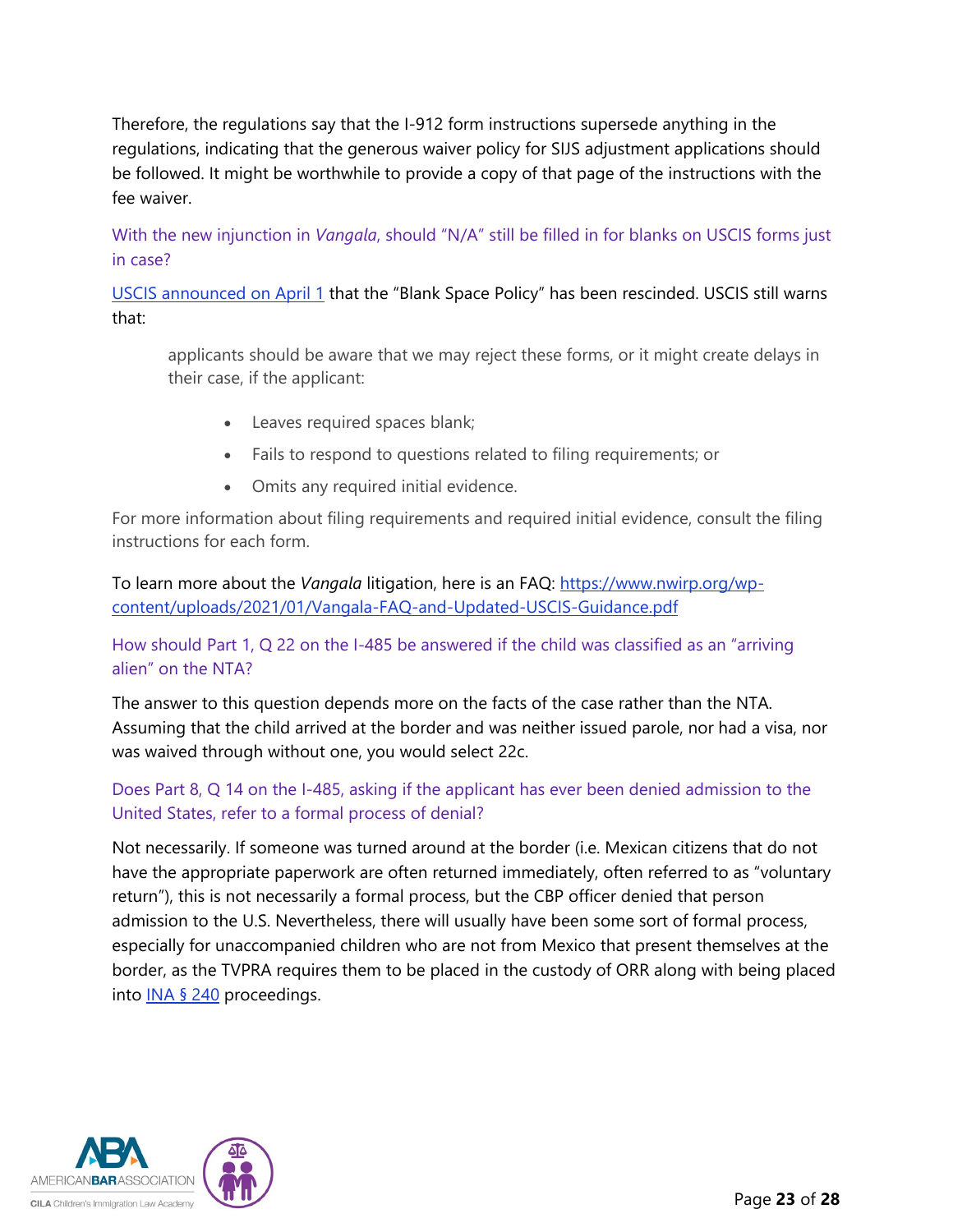Therefore, the regulations say that the I-912 form instructions supersede anything in the regulations, indicating that the generous waiver policy for SIJS adjustment applications should be followed. It might be worthwhile to provide a copy of that page of the instructions with the fee waiver.

### With the new injunction in *Vangala*, should "N/A" still be filled in for blanks on USCIS forms just in case?

[USCIS announced on April 1](#) that the "Blank Space Policy" has been rescinded. USCIS still warns that:

> applicants should be aware that we may reject these forms, or it might create delays in their case, if the applicant:
>
> - Leaves required spaces blank;
> - Fails to respond to questions related to filing requirements; or
> - Omits any required initial evidence.
>
> For more information about filing requirements and required initial evidence, consult the filing instructions for each form.

To learn more about the *Vangala* litigation, here is an FAQ: https://www.nwirp.org/wp-content/uploads/2021/01/Vangala-FAQ-and-Updated-USCIS-Guidance.pdf

### How should Part 1, Q 22 on the I-485 be answered if the child was classified as an "arriving alien" on the NTA?

The answer to this question depends more on the facts of the case rather than the NTA. Assuming that the child arrived at the border and was neither issued parole, nor had a visa, nor was waived through without one, you would select 22c.

### Does Part 8, Q 14 on the I-485, asking if the applicant has ever been denied admission to the United States, refer to a formal process of denial?

Not necessarily. If someone was turned around at the border (i.e. Mexican citizens that do not have the appropriate paperwork are often returned immediately, often referred to as "voluntary return"), this is not necessarily a formal process, but the CBP officer denied that person admission to the U.S. Nevertheless, there will usually have been some sort of formal process, especially for unaccompanied children who are not from Mexico that present themselves at the border, as the TVPRA requires them to be placed in the custody of ORR along with being placed into [INA § 240](#) proceedings.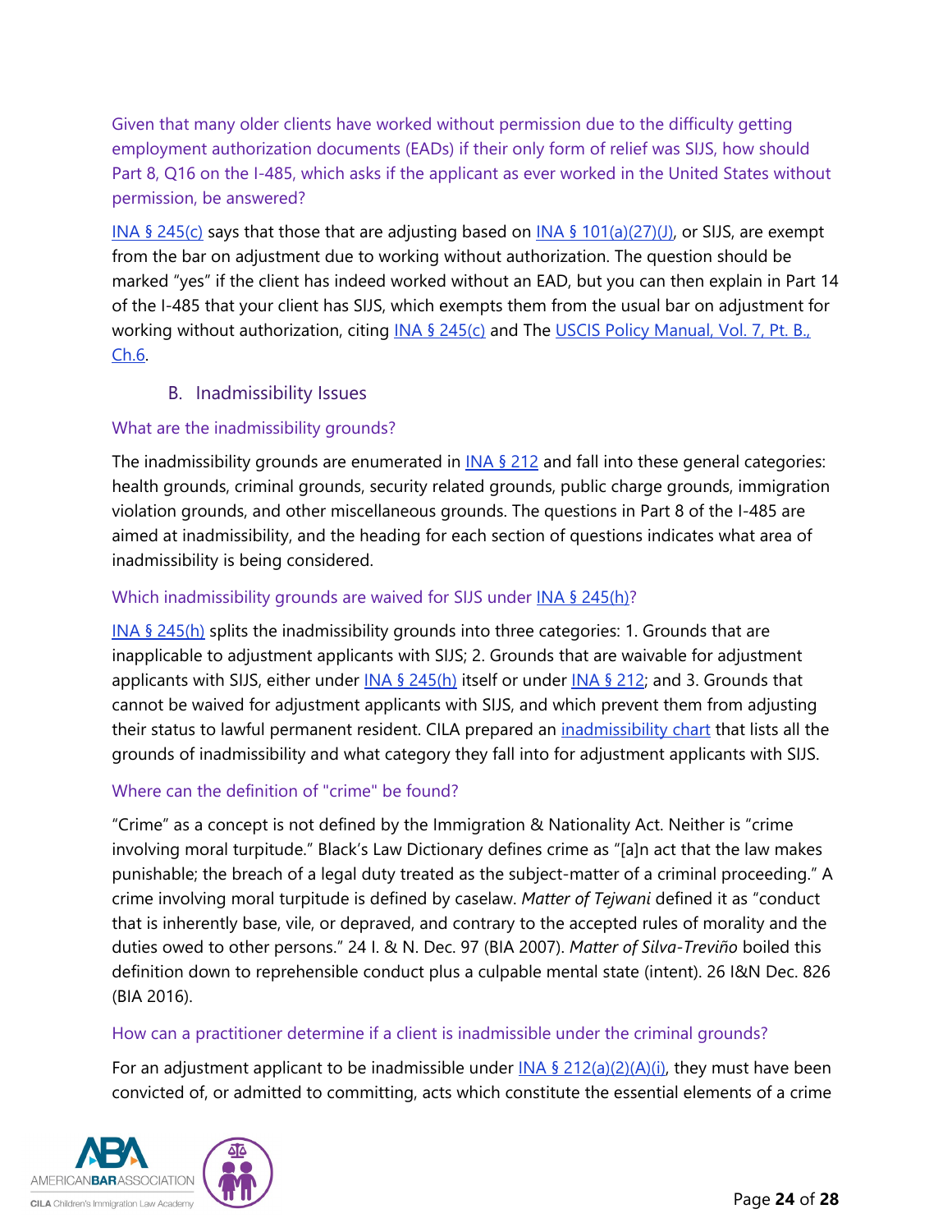### Given that many older clients have worked without permission due to the difficulty getting employment authorization documents (EADs) if their only form of relief was SIJS, how should Part 8, Q16 on the I-485, which asks if the applicant as ever worked in the United States without permission, be answered?

INA § 245(c) says that those that are adjusting based on INA § 101(a)(27)(J), or SIJS, are exempt from the bar on adjustment due to working without authorization. The question should be marked "yes" if the client has indeed worked without an EAD, but you can then explain in Part 14 of the I-485 that your client has SIJS, which exempts them from the usual bar on adjustment for working without authorization, citing INA § 245(c) and The USCIS Policy Manual, Vol. 7, Pt. B., Ch.6.

## B. Inadmissibility Issues

### What are the inadmissibility grounds?

The inadmissibility grounds are enumerated in INA § 212 and fall into these general categories: health grounds, criminal grounds, security related grounds, public charge grounds, immigration violation grounds, and other miscellaneous grounds. The questions in Part 8 of the I-485 are aimed at inadmissibility, and the heading for each section of questions indicates what area of inadmissibility is being considered.

### Which inadmissibility grounds are waived for SIJS under INA § 245(h)?

INA § 245(h) splits the inadmissibility grounds into three categories: 1. Grounds that are inapplicable to adjustment applicants with SIJS; 2. Grounds that are waivable for adjustment applicants with SIJS, either under INA § 245(h) itself or under INA § 212; and 3. Grounds that cannot be waived for adjustment applicants with SIJS, and which prevent them from adjusting their status to lawful permanent resident. CILA prepared an inadmissibility chart that lists all the grounds of inadmissibility and what category they fall into for adjustment applicants with SIJS.

### Where can the definition of "crime" be found?

"Crime" as a concept is not defined by the Immigration & Nationality Act. Neither is "crime involving moral turpitude." Black's Law Dictionary defines crime as "[a]n act that the law makes punishable; the breach of a legal duty treated as the subject-matter of a criminal proceeding." A crime involving moral turpitude is defined by caselaw. *Matter of Tejwani* defined it as "conduct that is inherently base, vile, or depraved, and contrary to the accepted rules of morality and the duties owed to other persons." 24 I. & N. Dec. 97 (BIA 2007). *Matter of Silva-Treviño* boiled this definition down to reprehensible conduct plus a culpable mental state (intent). 26 I&N Dec. 826 (BIA 2016).

### How can a practitioner determine if a client is inadmissible under the criminal grounds?

For an adjustment applicant to be inadmissible under INA § 212(a)(2)(A)(i), they must have been convicted of, or admitted to committing, acts which constitute the essential elements of a crime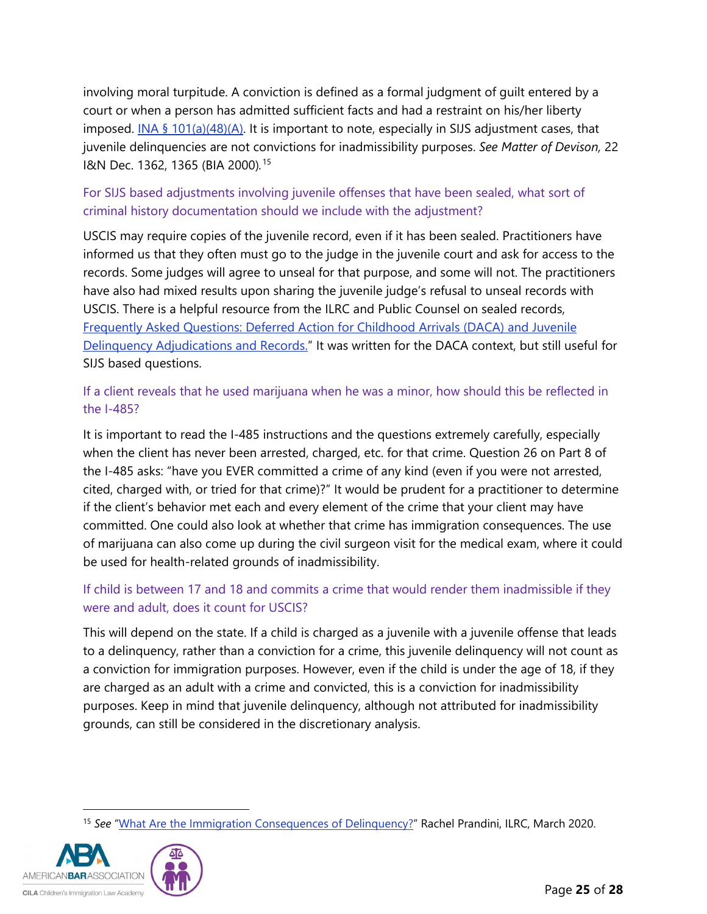involving moral turpitude. A conviction is defined as a formal judgment of guilt entered by a court or when a person has admitted sufficient facts and had a restraint on his/her liberty imposed. [INA § 101(a)(48)(A)](). It is important to note, especially in SIJS adjustment cases, that juvenile delinquencies are not convictions for inadmissibility purposes. *See Matter of Devison,* 22 I&N Dec. 1362, 1365 (BIA 2000).[15]

### For SIJS based adjustments involving juvenile offenses that have been sealed, what sort of criminal history documentation should we include with the adjustment?

USCIS may require copies of the juvenile record, even if it has been sealed. Practitioners have informed us that they often must go to the judge in the juvenile court and ask for access to the records. Some judges will agree to unseal for that purpose, and some will not. The practitioners have also had mixed results upon sharing the juvenile judge's refusal to unseal records with USCIS. There is a helpful resource from the ILRC and Public Counsel on sealed records, [Frequently Asked Questions: Deferred Action for Childhood Arrivals (DACA) and Juvenile Delinquency Adjudications and Records.]()" It was written for the DACA context, but still useful for SIJS based questions.

### If a client reveals that he used marijuana when he was a minor, how should this be reflected in the I-485?

It is important to read the I-485 instructions and the questions extremely carefully, especially when the client has never been arrested, charged, etc. for that crime. Question 26 on Part 8 of the I-485 asks: "have you EVER committed a crime of any kind (even if you were not arrested, cited, charged with, or tried for that crime)?" It would be prudent for a practitioner to determine if the client's behavior met each and every element of the crime that your client may have committed. One could also look at whether that crime has immigration consequences. The use of marijuana can also come up during the civil surgeon visit for the medical exam, where it could be used for health-related grounds of inadmissibility.

### If child is between 17 and 18 and commits a crime that would render them inadmissible if they were and adult, does it count for USCIS?

This will depend on the state. If a child is charged as a juvenile with a juvenile offense that leads to a delinquency, rather than a conviction for a crime, this juvenile delinquency will not count as a conviction for immigration purposes. However, even if the child is under the age of 18, if they are charged as an adult with a crime and convicted, this is a conviction for inadmissibility purposes. Keep in mind that juvenile delinquency, although not attributed for inadmissibility grounds, can still be considered in the discretionary analysis.

---

[15] *See* "[What Are the Immigration Consequences of Delinquency?]()" Rachel Prandini, ILRC, March 2020.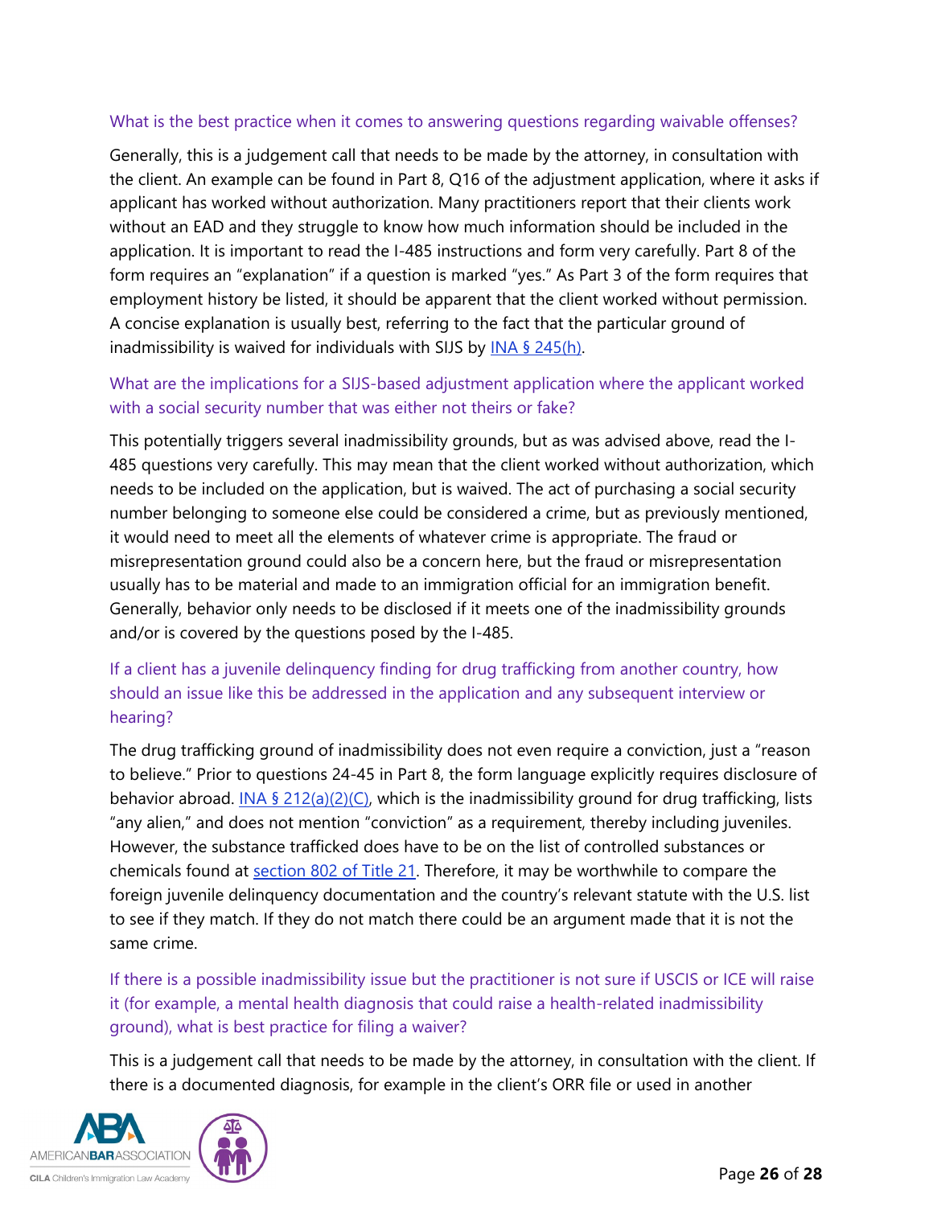### What is the best practice when it comes to answering questions regarding waivable offenses?

Generally, this is a judgement call that needs to be made by the attorney, in consultation with the client. An example can be found in Part 8, Q16 of the adjustment application, where it asks if applicant has worked without authorization. Many practitioners report that their clients work without an EAD and they struggle to know how much information should be included in the application. It is important to read the I-485 instructions and form very carefully. Part 8 of the form requires an "explanation" if a question is marked "yes." As Part 3 of the form requires that employment history be listed, it should be apparent that the client worked without permission. A concise explanation is usually best, referring to the fact that the particular ground of inadmissibility is waived for individuals with SIJS by [INA § 245(h)](#).

### What are the implications for a SIJS-based adjustment application where the applicant worked with a social security number that was either not theirs or fake?

This potentially triggers several inadmissibility grounds, but as was advised above, read the I-485 questions very carefully. This may mean that the client worked without authorization, which needs to be included on the application, but is waived. The act of purchasing a social security number belonging to someone else could be considered a crime, but as previously mentioned, it would need to meet all the elements of whatever crime is appropriate. The fraud or misrepresentation ground could also be a concern here, but the fraud or misrepresentation usually has to be material and made to an immigration official for an immigration benefit. Generally, behavior only needs to be disclosed if it meets one of the inadmissibility grounds and/or is covered by the questions posed by the I-485.

### If a client has a juvenile delinquency finding for drug trafficking from another country, how should an issue like this be addressed in the application and any subsequent interview or hearing?

The drug trafficking ground of inadmissibility does not even require a conviction, just a "reason to believe." Prior to questions 24-45 in Part 8, the form language explicitly requires disclosure of behavior abroad. [INA § 212(a)(2)(C)](#), which is the inadmissibility ground for drug trafficking, lists "any alien," and does not mention "conviction" as a requirement, thereby including juveniles. However, the substance trafficked does have to be on the list of controlled substances or chemicals found at [section 802 of Title 21](#). Therefore, it may be worthwhile to compare the foreign juvenile delinquency documentation and the country's relevant statute with the U.S. list to see if they match. If they do not match there could be an argument made that it is not the same crime.

### If there is a possible inadmissibility issue but the practitioner is not sure if USCIS or ICE will raise it (for example, a mental health diagnosis that could raise a health-related inadmissibility ground), what is best practice for filing a waiver?

This is a judgement call that needs to be made by the attorney, in consultation with the client. If there is a documented diagnosis, for example in the client's ORR file or used in another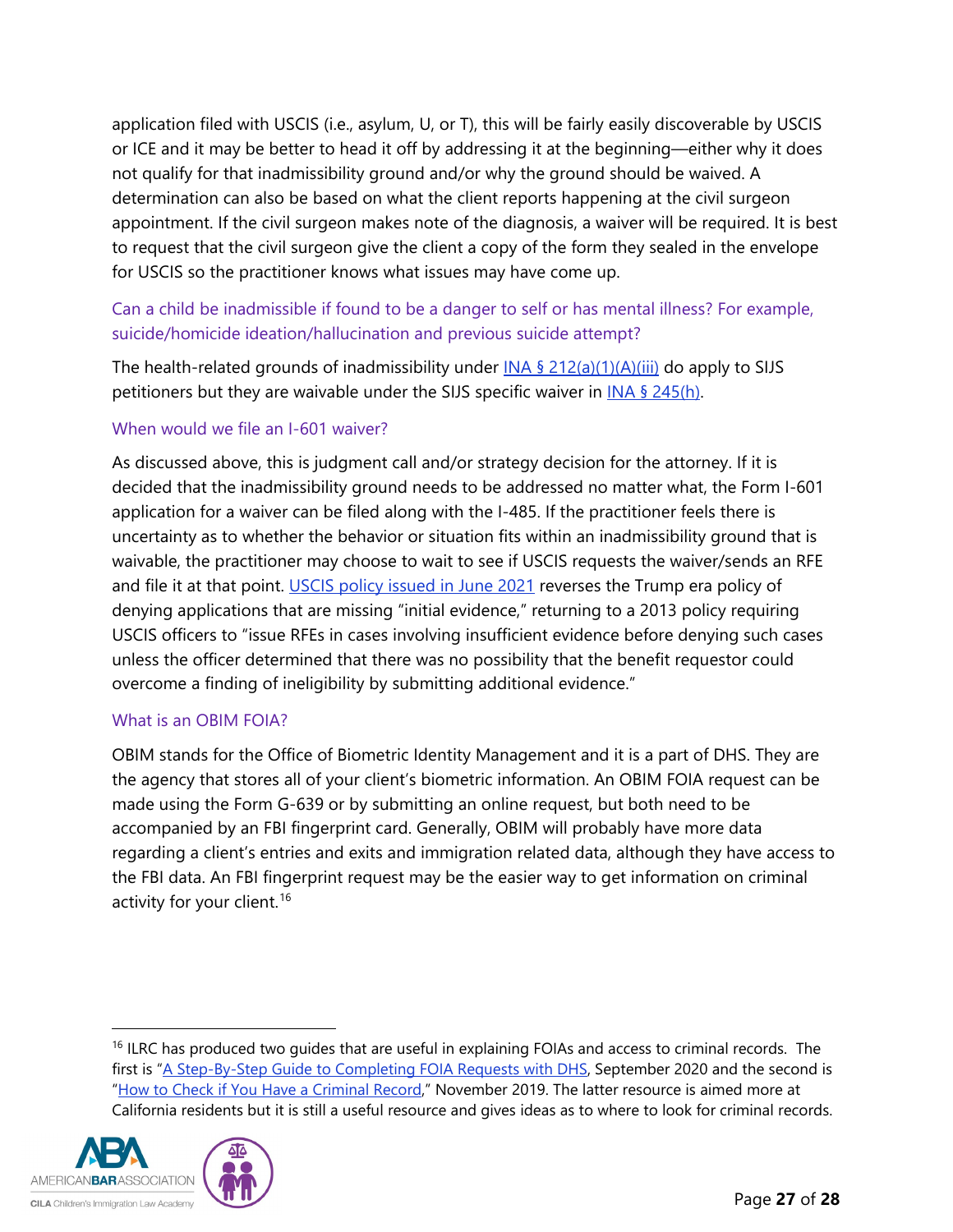application filed with USCIS (i.e., asylum, U, or T), this will be fairly easily discoverable by USCIS or ICE and it may be better to head it off by addressing it at the beginning—either why it does not qualify for that inadmissibility ground and/or why the ground should be waived. A determination can also be based on what the client reports happening at the civil surgeon appointment. If the civil surgeon makes note of the diagnosis, a waiver will be required. It is best to request that the civil surgeon give the client a copy of the form they sealed in the envelope for USCIS so the practitioner knows what issues may have come up.

### Can a child be inadmissible if found to be a danger to self or has mental illness? For example, suicide/homicide ideation/hallucination and previous suicide attempt?

The health-related grounds of inadmissibility under INA § 212(a)(1)(A)(iii) do apply to SIJS petitioners but they are waivable under the SIJS specific waiver in INA § 245(h).

### When would we file an I-601 waiver?

As discussed above, this is judgment call and/or strategy decision for the attorney. If it is decided that the inadmissibility ground needs to be addressed no matter what, the Form I-601 application for a waiver can be filed along with the I-485. If the practitioner feels there is uncertainty as to whether the behavior or situation fits within an inadmissibility ground that is waivable, the practitioner may choose to wait to see if USCIS requests the waiver/sends an RFE and file it at that point. USCIS policy issued in June 2021 reverses the Trump era policy of denying applications that are missing "initial evidence," returning to a 2013 policy requiring USCIS officers to "issue RFEs in cases involving insufficient evidence before denying such cases unless the officer determined that there was no possibility that the benefit requestor could overcome a finding of ineligibility by submitting additional evidence."

### What is an OBIM FOIA?

OBIM stands for the Office of Biometric Identity Management and it is a part of DHS. They are the agency that stores all of your client's biometric information. An OBIM FOIA request can be made using the Form G-639 or by submitting an online request, but both need to be accompanied by an FBI fingerprint card. Generally, OBIM will probably have more data regarding a client's entries and exits and immigration related data, although they have access to the FBI data. An FBI fingerprint request may be the easier way to get information on criminal activity for your client.[16]

[16] ILRC has produced two guides that are useful in explaining FOIAs and access to criminal records. The first is "A Step-By-Step Guide to Completing FOIA Requests with DHS, September 2020 and the second is "How to Check if You Have a Criminal Record," November 2019. The latter resource is aimed more at California residents but it is still a useful resource and gives ideas as to where to look for criminal records.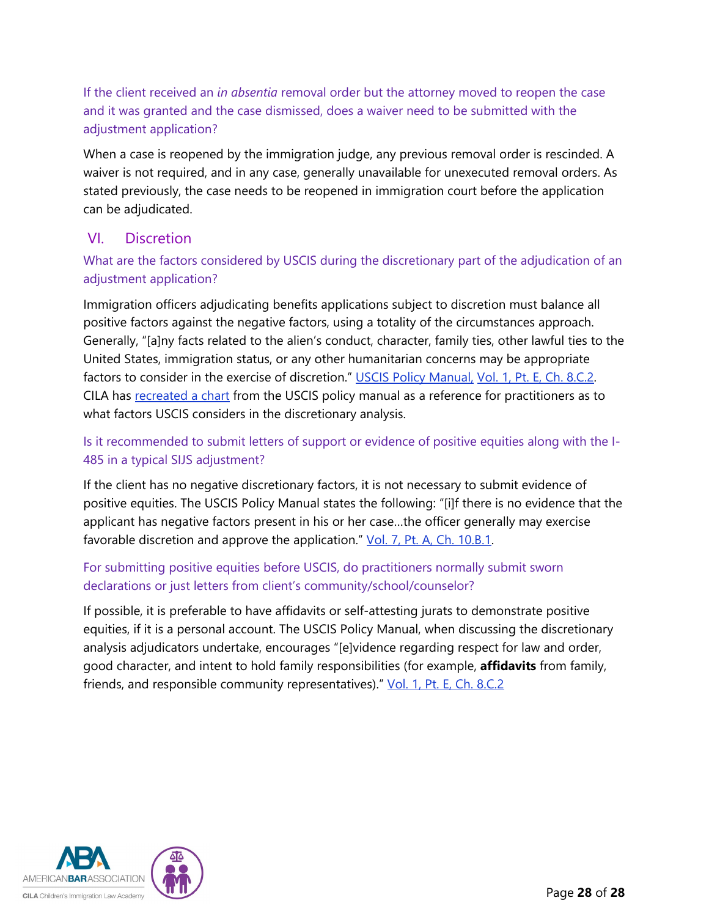### If the client received an *in absentia* removal order but the attorney moved to reopen the case and it was granted and the case dismissed, does a waiver need to be submitted with the adjustment application?

When a case is reopened by the immigration judge, any previous removal order is rescinded. A waiver is not required, and in any case, generally unavailable for unexecuted removal orders. As stated previously, the case needs to be reopened in immigration court before the application can be adjudicated.

## VI. Discretion

### What are the factors considered by USCIS during the discretionary part of the adjudication of an adjustment application?

Immigration officers adjudicating benefits applications subject to discretion must balance all positive factors against the negative factors, using a totality of the circumstances approach. Generally, "[a]ny facts related to the alien's conduct, character, family ties, other lawful ties to the United States, immigration status, or any other humanitarian concerns may be appropriate factors to consider in the exercise of discretion." [USCIS Policy Manual,](#) [Vol. 1, Pt. E, Ch. 8.C.2](#). CILA has [recreated a chart](#) from the USCIS policy manual as a reference for practitioners as to what factors USCIS considers in the discretionary analysis.

### Is it recommended to submit letters of support or evidence of positive equities along with the I-485 in a typical SIJS adjustment?

If the client has no negative discretionary factors, it is not necessary to submit evidence of positive equities. The USCIS Policy Manual states the following: "[i]f there is no evidence that the applicant has negative factors present in his or her case…the officer generally may exercise favorable discretion and approve the application." [Vol. 7, Pt. A, Ch. 10.B.1](#).

### For submitting positive equities before USCIS, do practitioners normally submit sworn declarations or just letters from client's community/school/counselor?

If possible, it is preferable to have affidavits or self-attesting jurats to demonstrate positive equities, if it is a personal account. The USCIS Policy Manual, when discussing the discretionary analysis adjudicators undertake, encourages "[e]vidence regarding respect for law and order, good character, and intent to hold family responsibilities (for example, **affidavits** from family, friends, and responsible community representatives)." [Vol. 1, Pt. E, Ch. 8.C.2](#)